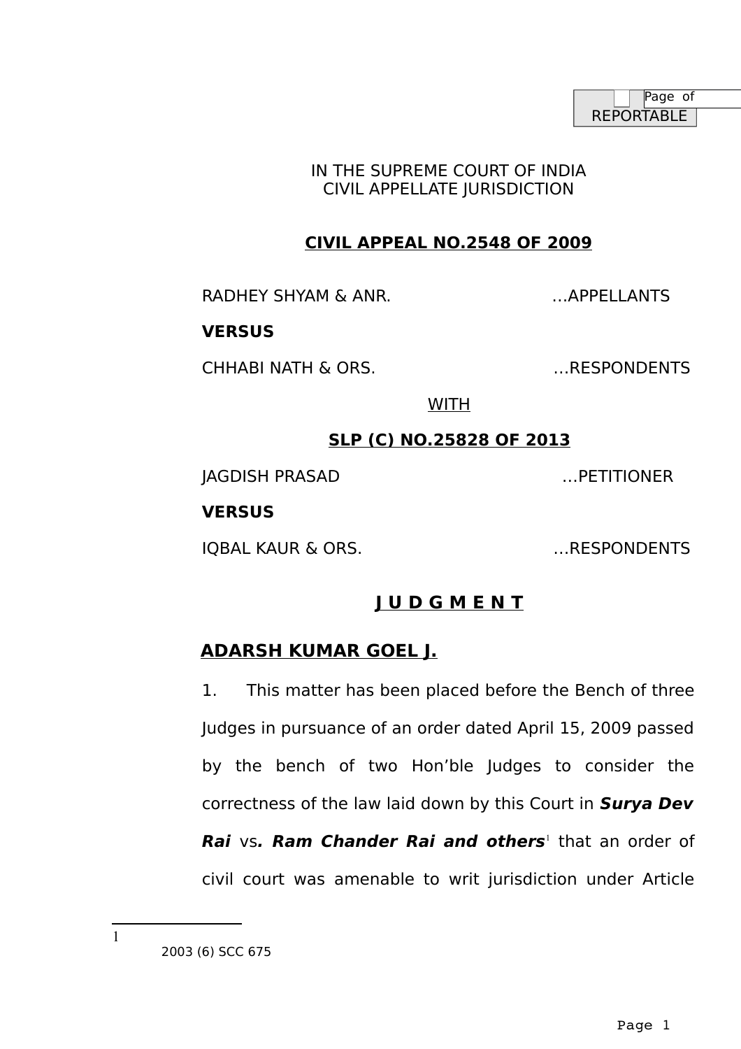REPORTABLE

IN THE SUPREME COURT OF INDIA
CIVIL APPELLATE JURISDICTION

**CIVIL APPEAL NO.2548 OF 2009**

RADHEY SHYAM & ANR. …APPELLANTS

**VERSUS**

CHHABI NATH & ORS. …RESPONDENTS

WITH

**SLP (C) NO.25828 OF 2013**

JAGDISH PRASAD …PETITIONER

**VERSUS**

IQBAL KAUR & ORS. …RESPONDENTS

**J U D G M E N T**

**ADARSH KUMAR GOEL J.**

1. This matter has been placed before the Bench of three Judges in pursuance of an order dated April 15, 2009 passed by the bench of two Hon'ble Judges to consider the correctness of the law laid down by this Court in ***Surya Dev Rai*** vs***. Ram Chander Rai and others***[1] that an order of civil court was amenable to writ jurisdiction under Article

---

[1] 2003 (6) SCC 675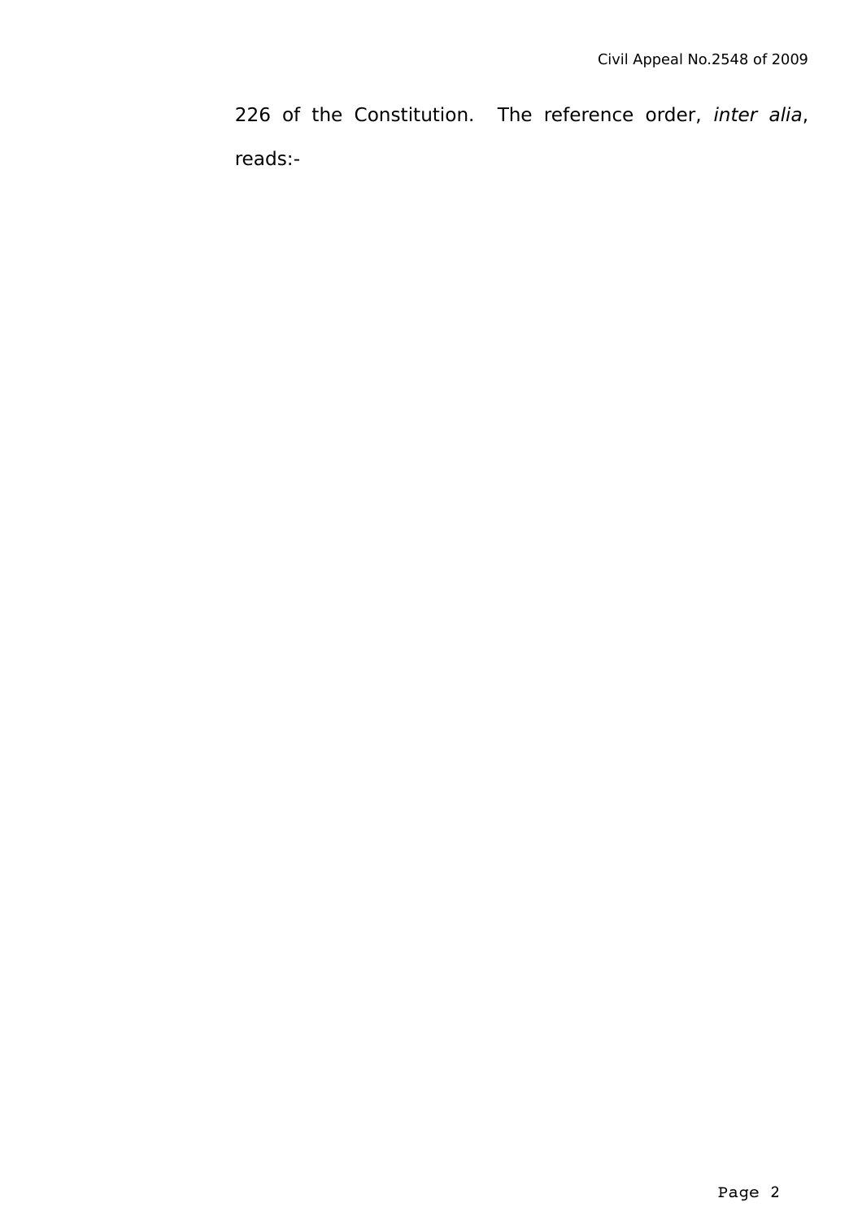226 of the Constitution. The reference order, *inter alia*, reads:-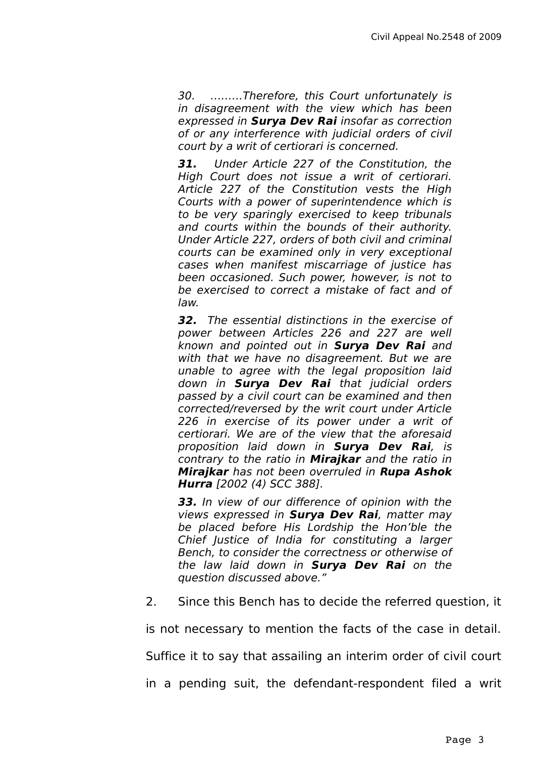> *30. .........Therefore, this Court unfortunately is in disagreement with the view which has been expressed in **Surya Dev Rai** insofar as correction of or any interference with judicial orders of civil court by a writ of certiorari is concerned.*
>
> ***31.** Under Article 227 of the Constitution, the High Court does not issue a writ of certiorari. Article 227 of the Constitution vests the High Courts with a power of superintendence which is to be very sparingly exercised to keep tribunals and courts within the bounds of their authority. Under Article 227, orders of both civil and criminal courts can be examined only in very exceptional cases when manifest miscarriage of justice has been occasioned. Such power, however, is not to be exercised to correct a mistake of fact and of law.*
>
> ***32.** The essential distinctions in the exercise of power between Articles 226 and 227 are well known and pointed out in **Surya Dev Rai** and with that we have no disagreement. But we are unable to agree with the legal proposition laid down in **Surya Dev Rai** that judicial orders passed by a civil court can be examined and then corrected/reversed by the writ court under Article 226 in exercise of its power under a writ of certiorari. We are of the view that the aforesaid proposition laid down in **Surya Dev Rai**, is contrary to the ratio in **Mirajkar** and the ratio in **Mirajkar** has not been overruled in **Rupa Ashok Hurra** [2002 (4) SCC 388].*
>
> ***33.** In view of our difference of opinion with the views expressed in **Surya Dev Rai**, matter may be placed before His Lordship the Hon'ble the Chief Justice of India for constituting a larger Bench, to consider the correctness or otherwise of the law laid down in **Surya Dev Rai** on the question discussed above."*

2. Since this Bench has to decide the referred question, it is not necessary to mention the facts of the case in detail. Suffice it to say that assailing an interim order of civil court in a pending suit, the defendant-respondent filed a writ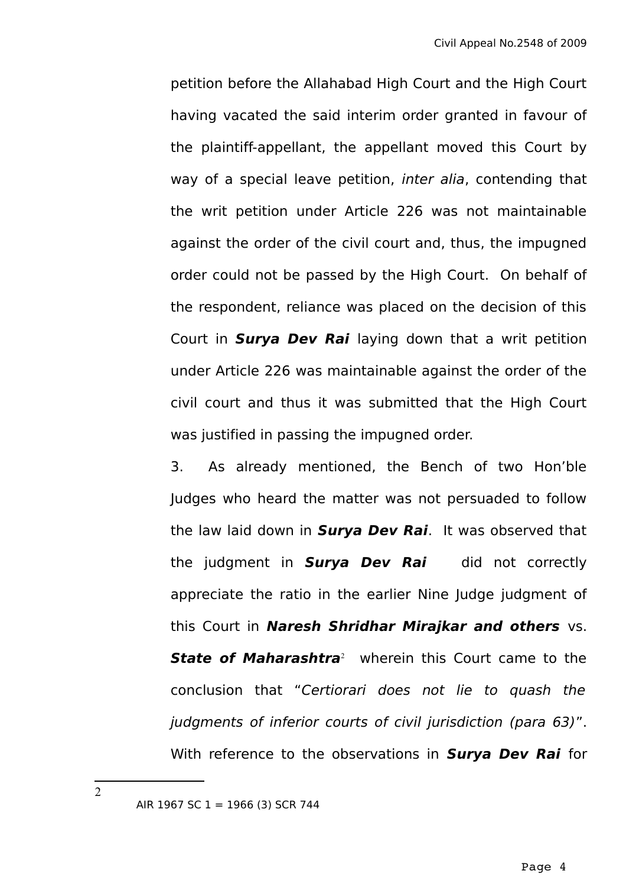petition before the Allahabad High Court and the High Court having vacated the said interim order granted in favour of the plaintiff-appellant, the appellant moved this Court by way of a special leave petition, *inter alia*, contending that the writ petition under Article 226 was not maintainable against the order of the civil court and, thus, the impugned order could not be passed by the High Court. On behalf of the respondent, reliance was placed on the decision of this Court in ***Surya Dev Rai*** laying down that a writ petition under Article 226 was maintainable against the order of the civil court and thus it was submitted that the High Court was justified in passing the impugned order.

3. As already mentioned, the Bench of two Hon'ble Judges who heard the matter was not persuaded to follow the law laid down in ***Surya Dev Rai***. It was observed that the judgment in ***Surya Dev Rai*** did not correctly appreciate the ratio in the earlier Nine Judge judgment of this Court in ***Naresh Shridhar Mirajkar and others*** vs. ***State of Maharashtra***[2] wherein this Court came to the conclusion that "*Certiorari does not lie to quash the judgments of inferior courts of civil jurisdiction (para 63)*". With reference to the observations in ***Surya Dev Rai*** for

---

[2] AIR 1967 SC 1 = 1966 (3) SCR 744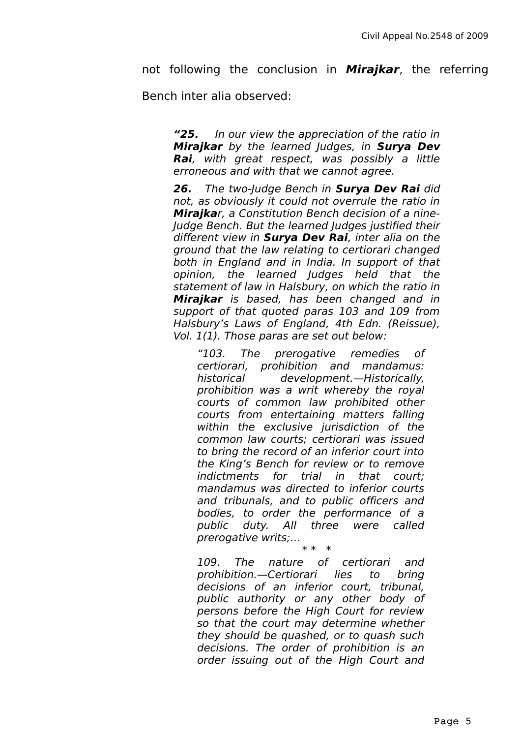not following the conclusion in ***Mirajkar***, the referring Bench inter alia observed:

> ***"25.*** *In our view the appreciation of the ratio in* ***Mirajkar*** *by the learned Judges, in* ***Surya Dev Rai****, with great respect, was possibly a little erroneous and with that we cannot agree.*
>
> ***26.*** *The two-Judge Bench in* ***Surya Dev Rai*** *did not, as obviously it could not overrule the ratio in* ***Mirajka****r, a Constitution Bench decision of a nine-Judge Bench. But the learned Judges justified their different view in* ***Surya Dev Rai****, inter alia on the ground that the law relating to certiorari changed both in England and in India. In support of that opinion, the learned Judges held that the statement of law in Halsbury, on which the ratio in* ***Mirajkar*** *is based, has been changed and in support of that quoted paras 103 and 109 from Halsbury's Laws of England, 4th Edn. (Reissue), Vol. 1(1). Those paras are set out below:*
>
> > *"103. The prerogative remedies of certiorari, prohibition and mandamus: historical development.—Historically, prohibition was a writ whereby the royal courts of common law prohibited other courts from entertaining matters falling within the exclusive jurisdiction of the common law courts; certiorari was issued to bring the record of an inferior court into the King's Bench for review or to remove indictments for trial in that court; mandamus was directed to inferior courts and tribunals, and to public officers and bodies, to order the performance of a public duty. All three were called prerogative writs;…*
> >
> > *\* \* \**
> >
> > *109. The nature of certiorari and prohibition.—Certiorari lies to bring decisions of an inferior court, tribunal, public authority or any other body of persons before the High Court for review so that the court may determine whether they should be quashed, or to quash such decisions. The order of prohibition is an order issuing out of the High Court and*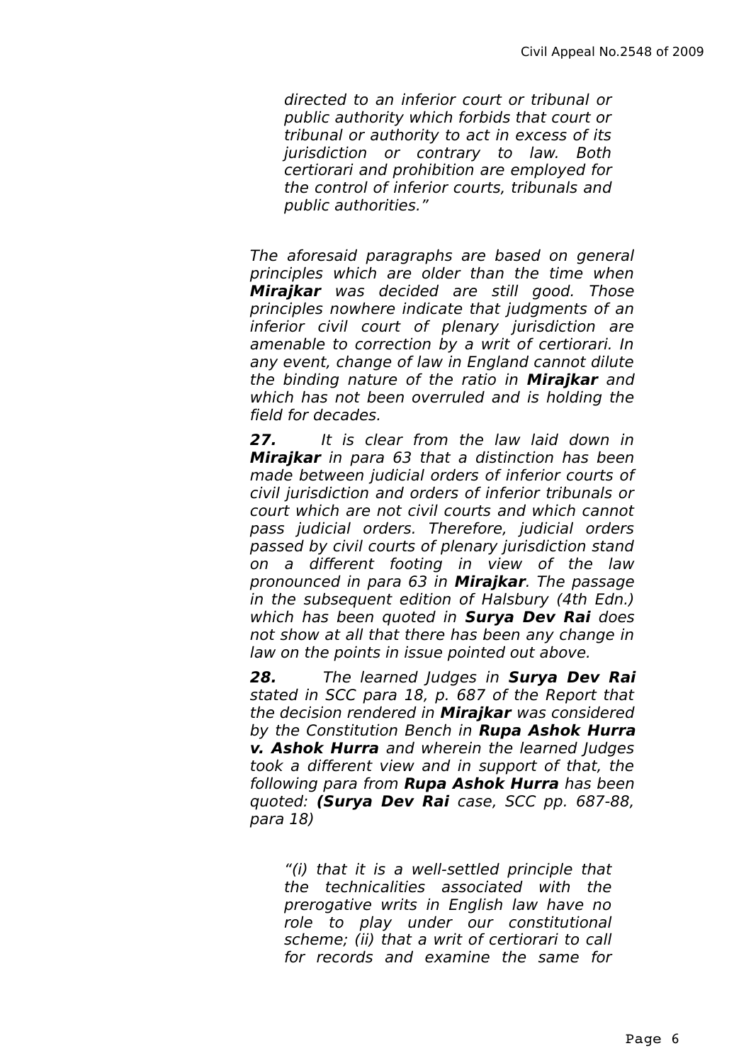*directed to an inferior court or tribunal or public authority which forbids that court or tribunal or authority to act in excess of its jurisdiction or contrary to law. Both certiorari and prohibition are employed for the control of inferior courts, tribunals and public authorities."*

*The aforesaid paragraphs are based on general principles which are older than the time when **Mirajkar** was decided are still good. Those principles nowhere indicate that judgments of an inferior civil court of plenary jurisdiction are amenable to correction by a writ of certiorari. In any event, change of law in England cannot dilute the binding nature of the ratio in **Mirajkar** and which has not been overruled and is holding the field for decades.*

***27.*** *It is clear from the law laid down in **Mirajkar** in para 63 that a distinction has been made between judicial orders of inferior courts of civil jurisdiction and orders of inferior tribunals or court which are not civil courts and which cannot pass judicial orders. Therefore, judicial orders passed by civil courts of plenary jurisdiction stand on a different footing in view of the law pronounced in para 63 in **Mirajkar**. The passage in the subsequent edition of Halsbury (4th Edn.) which has been quoted in **Surya Dev Rai** does not show at all that there has been any change in law on the points in issue pointed out above.*

***28.*** *The learned Judges in **Surya Dev Rai** stated in SCC para 18, p. 687 of the Report that the decision rendered in **Mirajkar** was considered by the Constitution Bench in **Rupa Ashok Hurra v. Ashok Hurra** and wherein the learned Judges took a different view and in support of that, the following para from **Rupa Ashok Hurra** has been quoted: **(Surya Dev Rai** case, SCC pp. 687-88, para 18)*

*"(i) that it is a well-settled principle that the technicalities associated with the prerogative writs in English law have no role to play under our constitutional scheme; (ii) that a writ of certiorari to call for records and examine the same for*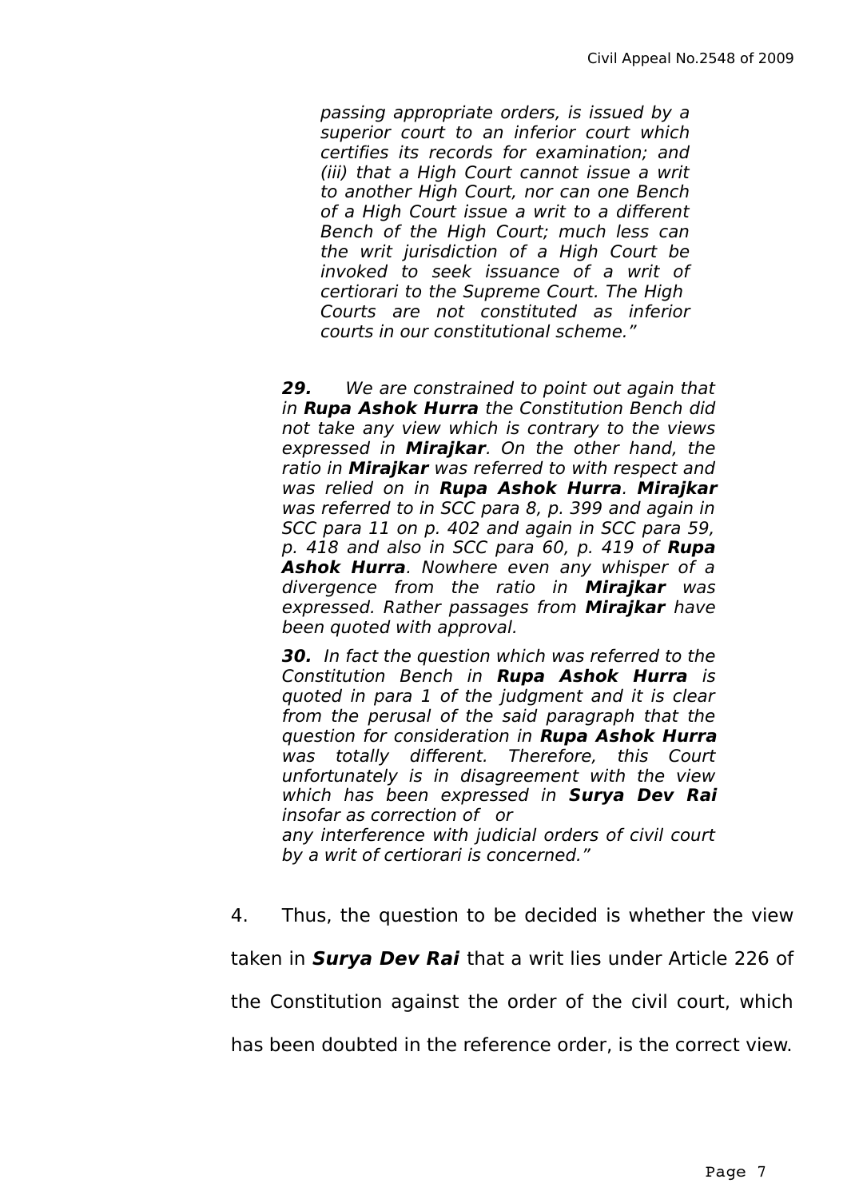> *passing appropriate orders, is issued by a superior court to an inferior court which certifies its records for examination; and (iii) that a High Court cannot issue a writ to another High Court, nor can one Bench of a High Court issue a writ to a different Bench of the High Court; much less can the writ jurisdiction of a High Court be invoked to seek issuance of a writ of certiorari to the Supreme Court. The High Courts are not constituted as inferior courts in our constitutional scheme."*

> ***29.*** *We are constrained to point out again that in **Rupa Ashok Hurra** the Constitution Bench did not take any view which is contrary to the views expressed in **Mirajkar**. On the other hand, the ratio in **Mirajkar** was referred to with respect and was relied on in **Rupa Ashok Hurra**. **Mirajkar** was referred to in SCC para 8, p. 399 and again in SCC para 11 on p. 402 and again in SCC para 59, p. 418 and also in SCC para 60, p. 419 of **Rupa Ashok Hurra**. Nowhere even any whisper of a divergence from the ratio in **Mirajkar** was expressed. Rather passages from **Mirajkar** have been quoted with approval.*
>
> ***30.*** *In fact the question which was referred to the Constitution Bench in **Rupa Ashok Hurra** is quoted in para 1 of the judgment and it is clear from the perusal of the said paragraph that the question for consideration in **Rupa Ashok Hurra** was totally different. Therefore, this Court unfortunately is in disagreement with the view which has been expressed in **Surya Dev Rai** insofar as correction of or any interference with judicial orders of civil court by a writ of certiorari is concerned."*

4. Thus, the question to be decided is whether the view taken in ***Surya Dev Rai*** that a writ lies under Article 226 of the Constitution against the order of the civil court, which has been doubted in the reference order, is the correct view.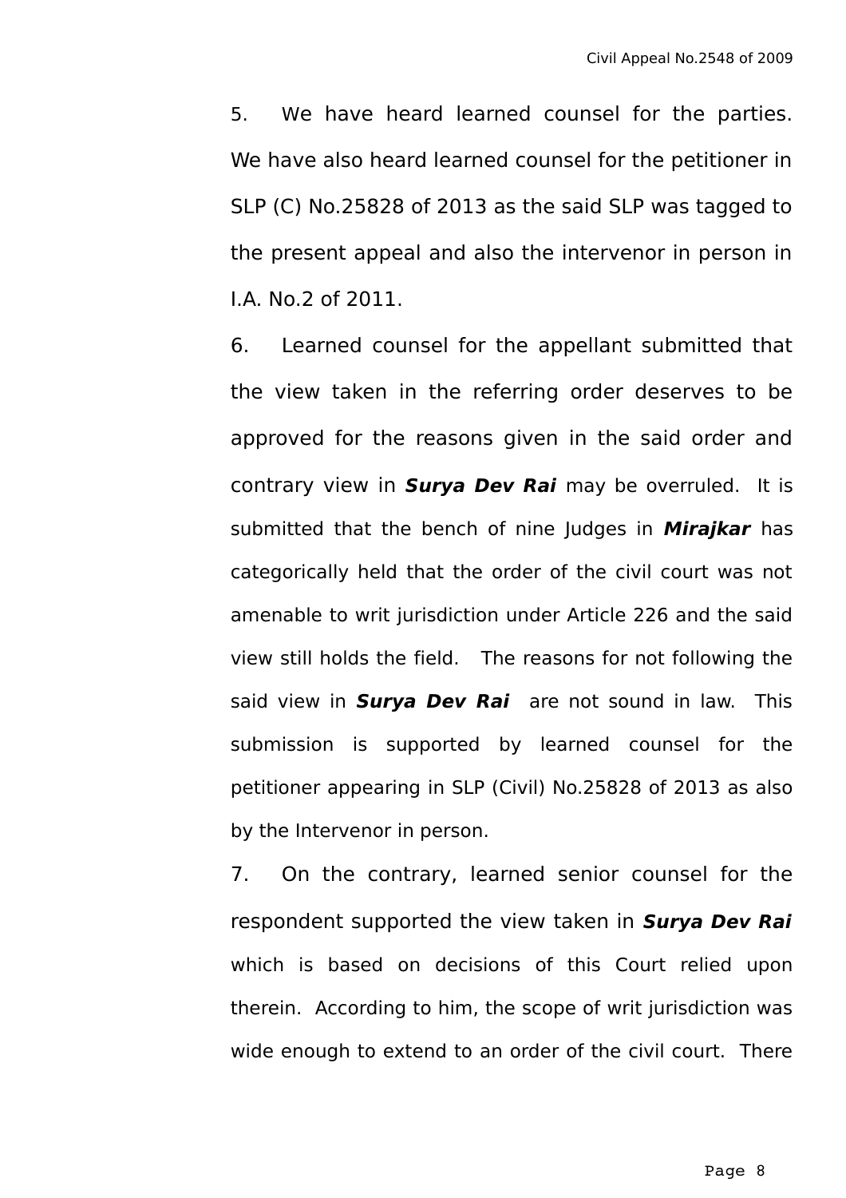5. We have heard learned counsel for the parties. We have also heard learned counsel for the petitioner in SLP (C) No.25828 of 2013 as the said SLP was tagged to the present appeal and also the intervenor in person in I.A. No.2 of 2011.

6. Learned counsel for the appellant submitted that the view taken in the referring order deserves to be approved for the reasons given in the said order and contrary view in ***Surya Dev Rai*** may be overruled. It is submitted that the bench of nine Judges in ***Mirajkar*** has categorically held that the order of the civil court was not amenable to writ jurisdiction under Article 226 and the said view still holds the field. The reasons for not following the said view in ***Surya Dev Rai*** are not sound in law. This submission is supported by learned counsel for the petitioner appearing in SLP (Civil) No.25828 of 2013 as also by the Intervenor in person.

7. On the contrary, learned senior counsel for the respondent supported the view taken in ***Surya Dev Rai*** which is based on decisions of this Court relied upon therein. According to him, the scope of writ jurisdiction was wide enough to extend to an order of the civil court. There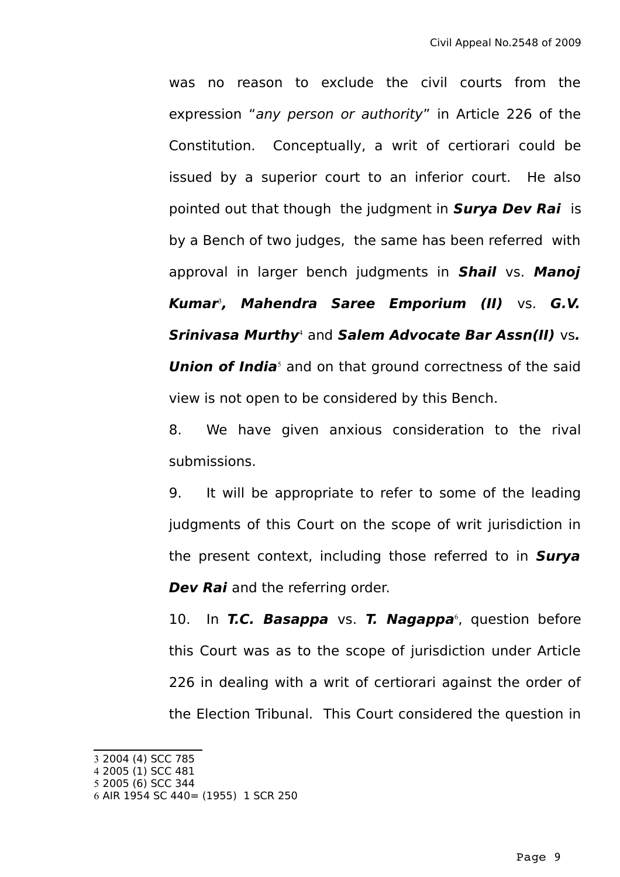was no reason to exclude the civil courts from the expression "*any person or authority*" in Article 226 of the Constitution. Conceptually, a writ of certiorari could be issued by a superior court to an inferior court. He also pointed out that though the judgment in ***Surya Dev Rai*** is by a Bench of two judges, the same has been referred with approval in larger bench judgments in ***Shail*** vs. ***Manoj Kumar***[3]***, Mahendra Saree Emporium (II)*** vs. ***G.V. Srinivasa Murthy***[4] and ***Salem Advocate Bar Assn(II)*** vs***. Union of India***[5] and on that ground correctness of the said view is not open to be considered by this Bench.

8. We have given anxious consideration to the rival submissions.

9. It will be appropriate to refer to some of the leading judgments of this Court on the scope of writ jurisdiction in the present context, including those referred to in ***Surya Dev Rai*** and the referring order.

10. In ***T.C. Basappa*** vs. ***T. Nagappa***[6], question before this Court was as to the scope of jurisdiction under Article 226 in dealing with a writ of certiorari against the order of the Election Tribunal. This Court considered the question in

---

3 2004 (4) SCC 785
4 2005 (1) SCC 481
5 2005 (6) SCC 344
6 AIR 1954 SC 440= (1955) 1 SCR 250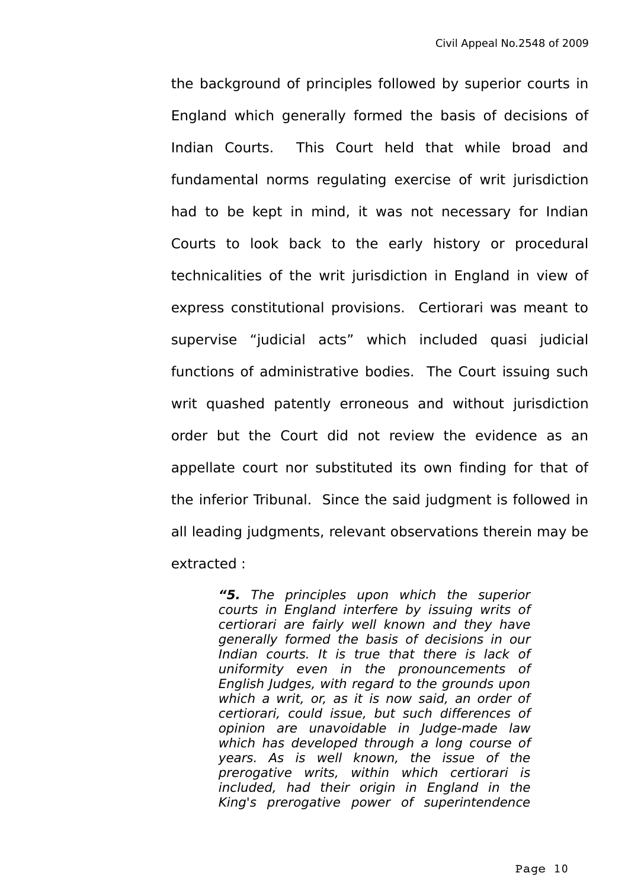the background of principles followed by superior courts in England which generally formed the basis of decisions of Indian Courts. This Court held that while broad and fundamental norms regulating exercise of writ jurisdiction had to be kept in mind, it was not necessary for Indian Courts to look back to the early history or procedural technicalities of the writ jurisdiction in England in view of express constitutional provisions. Certiorari was meant to supervise "judicial acts" which included quasi judicial functions of administrative bodies. The Court issuing such writ quashed patently erroneous and without jurisdiction order but the Court did not review the evidence as an appellate court nor substituted its own finding for that of the inferior Tribunal. Since the said judgment is followed in all leading judgments, relevant observations therein may be extracted :

> ***"5.*** *The principles upon which the superior courts in England interfere by issuing writs of certiorari are fairly well known and they have generally formed the basis of decisions in our Indian courts. It is true that there is lack of uniformity even in the pronouncements of English Judges, with regard to the grounds upon which a writ, or, as it is now said, an order of certiorari, could issue, but such differences of opinion are unavoidable in Judge-made law which has developed through a long course of years. As is well known, the issue of the prerogative writs, within which certiorari is included, had their origin in England in the King's prerogative power of superintendence*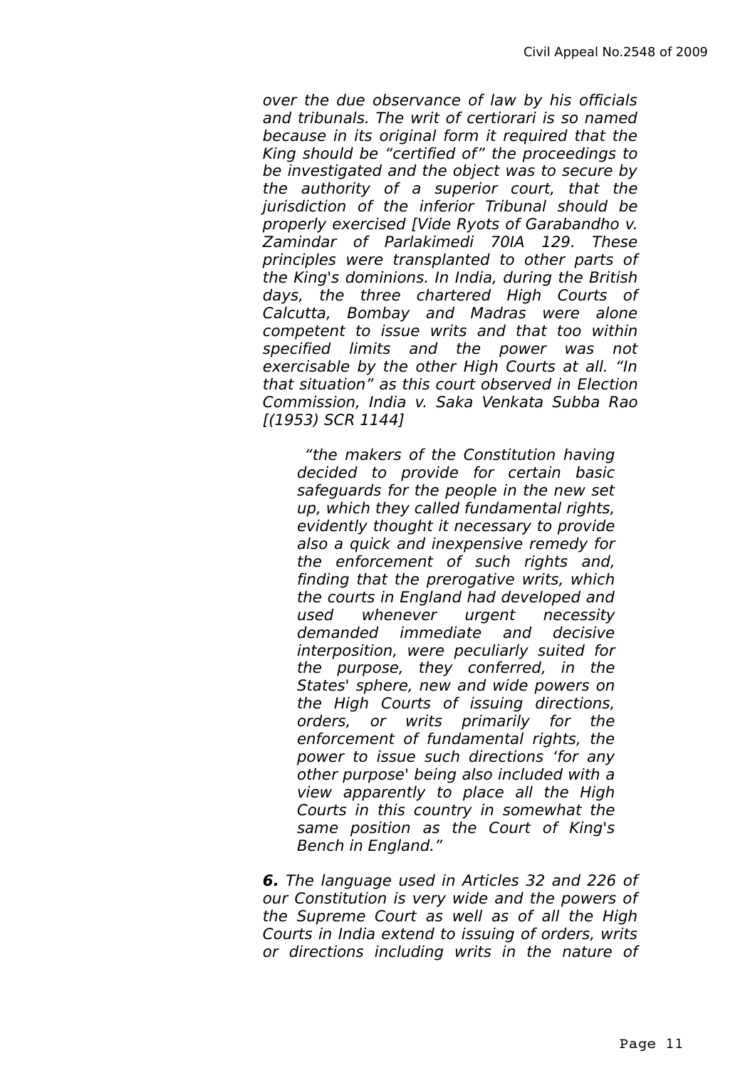*over the due observance of law by his officials and tribunals. The writ of certiorari is so named because in its original form it required that the King should be "certified of" the proceedings to be investigated and the object was to secure by the authority of a superior court, that the jurisdiction of the inferior Tribunal should be properly exercised [Vide Ryots of Garabandho v. Zamindar of Parlakimedi 70IA 129. These principles were transplanted to other parts of the King's dominions. In India, during the British days, the three chartered High Courts of Calcutta, Bombay and Madras were alone competent to issue writs and that too within specified limits and the power was not exercisable by the other High Courts at all. "In that situation" as this court observed in Election Commission, India v. Saka Venkata Subba Rao [(1953) SCR 1144]*

> *"the makers of the Constitution having decided to provide for certain basic safeguards for the people in the new set up, which they called fundamental rights, evidently thought it necessary to provide also a quick and inexpensive remedy for the enforcement of such rights and, finding that the prerogative writs, which the courts in England had developed and used whenever urgent necessity demanded immediate and decisive interposition, were peculiarly suited for the purpose, they conferred, in the States' sphere, new and wide powers on the High Courts of issuing directions, orders, or writs primarily for the enforcement of fundamental rights, the power to issue such directions 'for any other purpose' being also included with a view apparently to place all the High Courts in this country in somewhat the same position as the Court of King's Bench in England."*

***6.*** *The language used in Articles 32 and 226 of our Constitution is very wide and the powers of the Supreme Court as well as of all the High Courts in India extend to issuing of orders, writs or directions including writs in the nature of*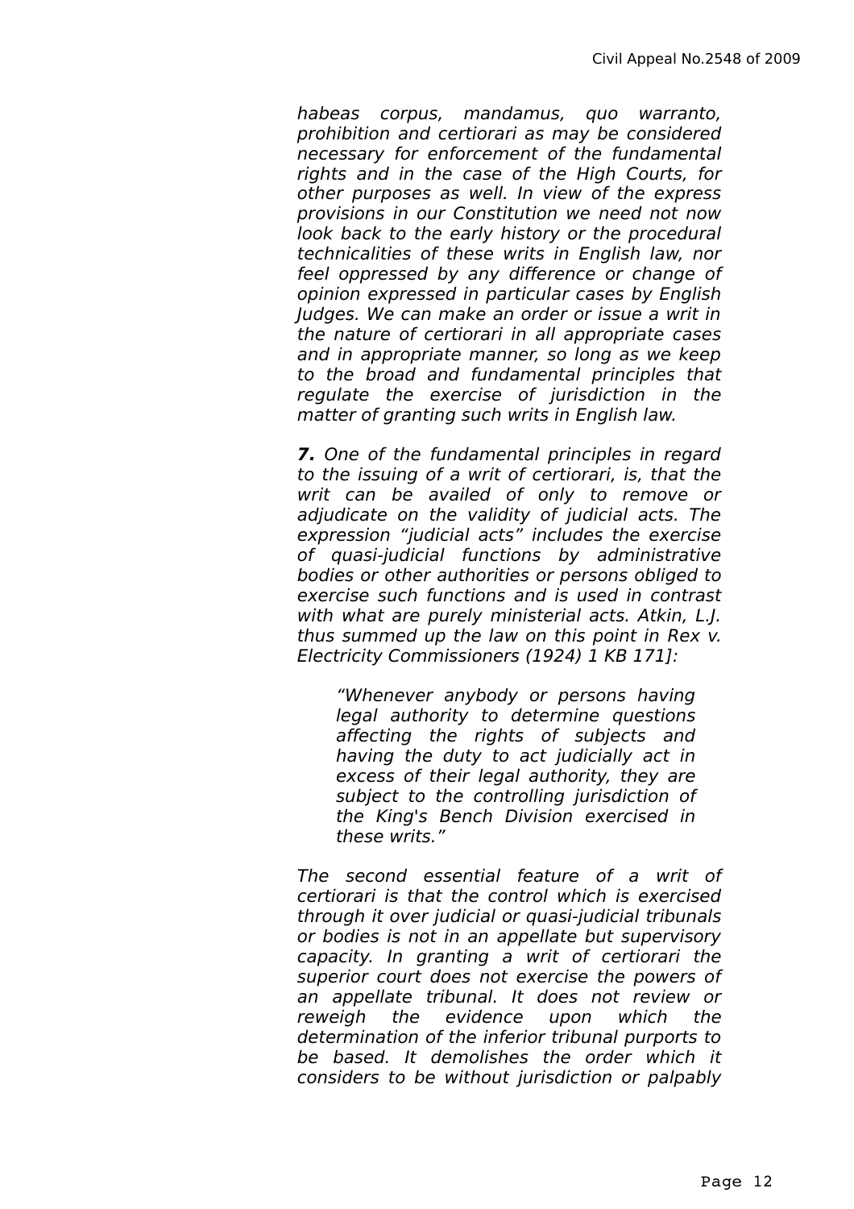*habeas corpus, mandamus, quo warranto, prohibition and certiorari as may be considered necessary for enforcement of the fundamental rights and in the case of the High Courts, for other purposes as well. In view of the express provisions in our Constitution we need not now look back to the early history or the procedural technicalities of these writs in English law, nor feel oppressed by any difference or change of opinion expressed in particular cases by English Judges. We can make an order or issue a writ in the nature of certiorari in all appropriate cases and in appropriate manner, so long as we keep to the broad and fundamental principles that regulate the exercise of jurisdiction in the matter of granting such writs in English law.*

***7.** One of the fundamental principles in regard to the issuing of a writ of certiorari, is, that the writ can be availed of only to remove or adjudicate on the validity of judicial acts. The expression "judicial acts" includes the exercise of quasi-judicial functions by administrative bodies or other authorities or persons obliged to exercise such functions and is used in contrast with what are purely ministerial acts. Atkin, L.J. thus summed up the law on this point in Rex v. Electricity Commissioners (1924) 1 KB 171]:*

> *"Whenever anybody or persons having legal authority to determine questions affecting the rights of subjects and having the duty to act judicially act in excess of their legal authority, they are subject to the controlling jurisdiction of the King's Bench Division exercised in these writs."*

*The second essential feature of a writ of certiorari is that the control which is exercised through it over judicial or quasi-judicial tribunals or bodies is not in an appellate but supervisory capacity. In granting a writ of certiorari the superior court does not exercise the powers of an appellate tribunal. It does not review or reweigh the evidence upon which the determination of the inferior tribunal purports to be based. It demolishes the order which it considers to be without jurisdiction or palpably*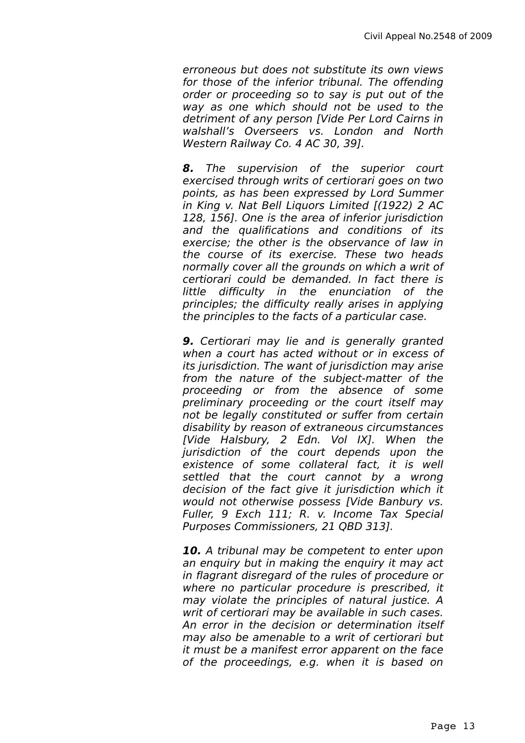*erroneous but does not substitute its own views for those of the inferior tribunal. The offending order or proceeding so to say is put out of the way as one which should not be used to the detriment of any person [Vide Per Lord Cairns in walshall's Overseers vs. London and North Western Railway Co. 4 AC 30, 39].*

***8.*** *The supervision of the superior court exercised through writs of certiorari goes on two points, as has been expressed by Lord Summer in King v. Nat Bell Liquors Limited [(1922) 2 AC 128, 156]. One is the area of inferior jurisdiction and the qualifications and conditions of its exercise; the other is the observance of law in the course of its exercise. These two heads normally cover all the grounds on which a writ of certiorari could be demanded. In fact there is little difficulty in the enunciation of the principles; the difficulty really arises in applying the principles to the facts of a particular case.*

***9.*** *Certiorari may lie and is generally granted when a court has acted without or in excess of its jurisdiction. The want of jurisdiction may arise from the nature of the subject-matter of the proceeding or from the absence of some preliminary proceeding or the court itself may not be legally constituted or suffer from certain disability by reason of extraneous circumstances [Vide Halsbury, 2 Edn. Vol IX]. When the jurisdiction of the court depends upon the existence of some collateral fact, it is well settled that the court cannot by a wrong decision of the fact give it jurisdiction which it would not otherwise possess [Vide Banbury vs. Fuller, 9 Exch 111; R. v. Income Tax Special Purposes Commissioners, 21 QBD 313].*

***10.*** *A tribunal may be competent to enter upon an enquiry but in making the enquiry it may act in flagrant disregard of the rules of procedure or where no particular procedure is prescribed, it may violate the principles of natural justice. A writ of certiorari may be available in such cases. An error in the decision or determination itself may also be amenable to a writ of certiorari but it must be a manifest error apparent on the face of the proceedings, e.g. when it is based on*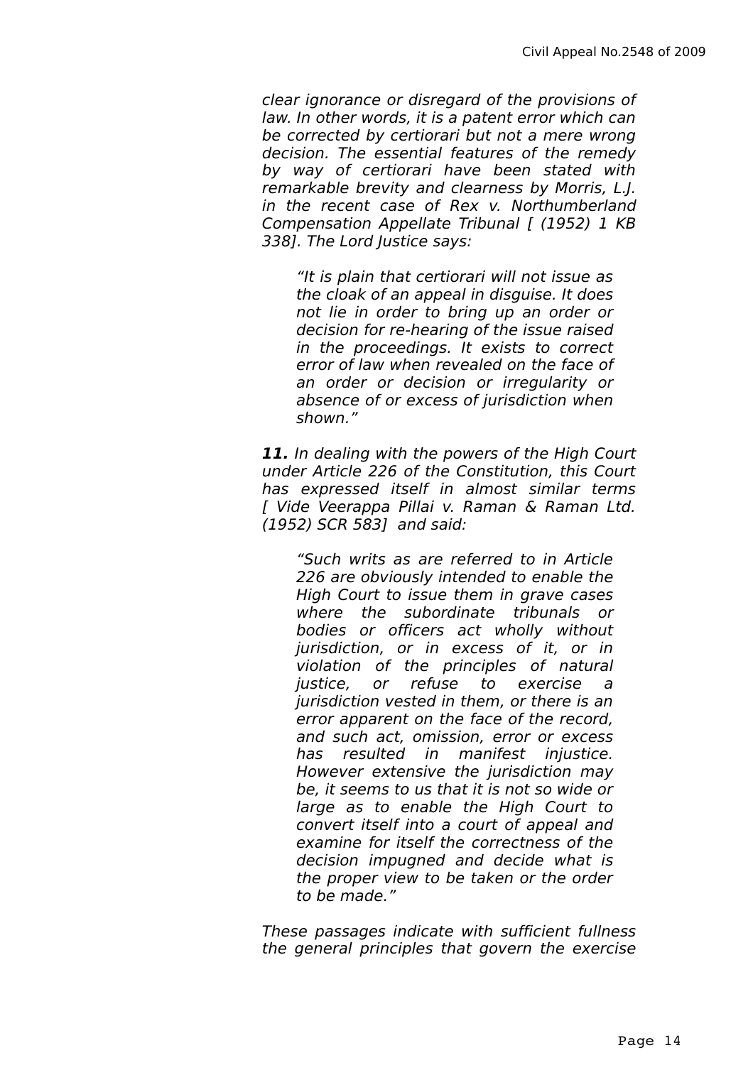*clear ignorance or disregard of the provisions of law. In other words, it is a patent error which can be corrected by certiorari but not a mere wrong decision. The essential features of the remedy by way of certiorari have been stated with remarkable brevity and clearness by Morris, L.J. in the recent case of Rex v. Northumberland Compensation Appellate Tribunal [ (1952) 1 KB 338]. The Lord Justice says:*

> *"It is plain that certiorari will not issue as the cloak of an appeal in disguise. It does not lie in order to bring up an order or decision for re-hearing of the issue raised in the proceedings. It exists to correct error of law when revealed on the face of an order or decision or irregularity or absence of or excess of jurisdiction when shown."*

***11.*** *In dealing with the powers of the High Court under Article 226 of the Constitution, this Court has expressed itself in almost similar terms [ Vide Veerappa Pillai v. Raman & Raman Ltd. (1952) SCR 583] and said:*

> *"Such writs as are referred to in Article 226 are obviously intended to enable the High Court to issue them in grave cases where the subordinate tribunals or bodies or officers act wholly without jurisdiction, or in excess of it, or in violation of the principles of natural justice, or refuse to exercise a jurisdiction vested in them, or there is an error apparent on the face of the record, and such act, omission, error or excess has resulted in manifest injustice. However extensive the jurisdiction may be, it seems to us that it is not so wide or large as to enable the High Court to convert itself into a court of appeal and examine for itself the correctness of the decision impugned and decide what is the proper view to be taken or the order to be made."*

*These passages indicate with sufficient fullness the general principles that govern the exercise*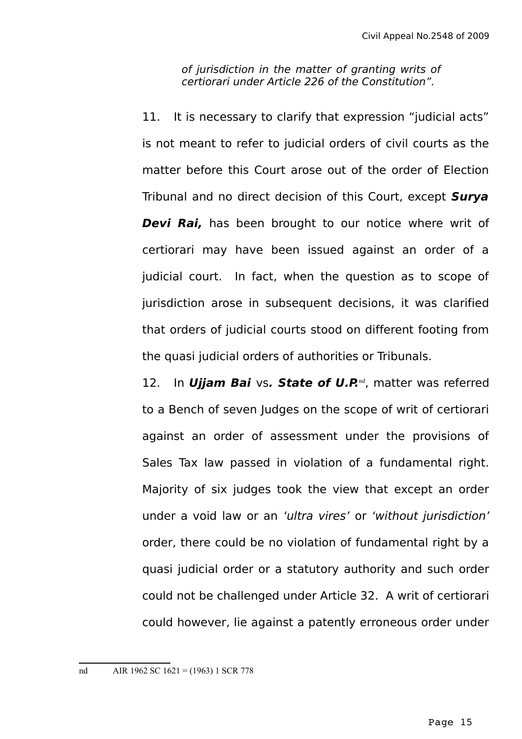*of jurisdiction in the matter of granting writs of certiorari under Article 226 of the Constitution".*

11. It is necessary to clarify that expression "judicial acts" is not meant to refer to judicial orders of civil courts as the matter before this Court arose out of the order of Election Tribunal and no direct decision of this Court, except ***Surya Devi Rai,*** has been brought to our notice where writ of certiorari may have been issued against an order of a judicial court. In fact, when the question as to scope of jurisdiction arose in subsequent decisions, it was clarified that orders of judicial courts stood on different footing from the quasi judicial orders of authorities or Tribunals.

12. In ***Ujjam Bai*** vs***. State of U.P.***[nd], matter was referred to a Bench of seven Judges on the scope of writ of certiorari against an order of assessment under the provisions of Sales Tax law passed in violation of a fundamental right. Majority of six judges took the view that except an order under a void law or an *'ultra vires'* or *'without jurisdiction'* order, there could be no violation of fundamental right by a quasi judicial order or a statutory authority and such order could not be challenged under Article 32. A writ of certiorari could however, lie against a patently erroneous order under

---

nd AIR 1962 SC 1621 = (1963) 1 SCR 778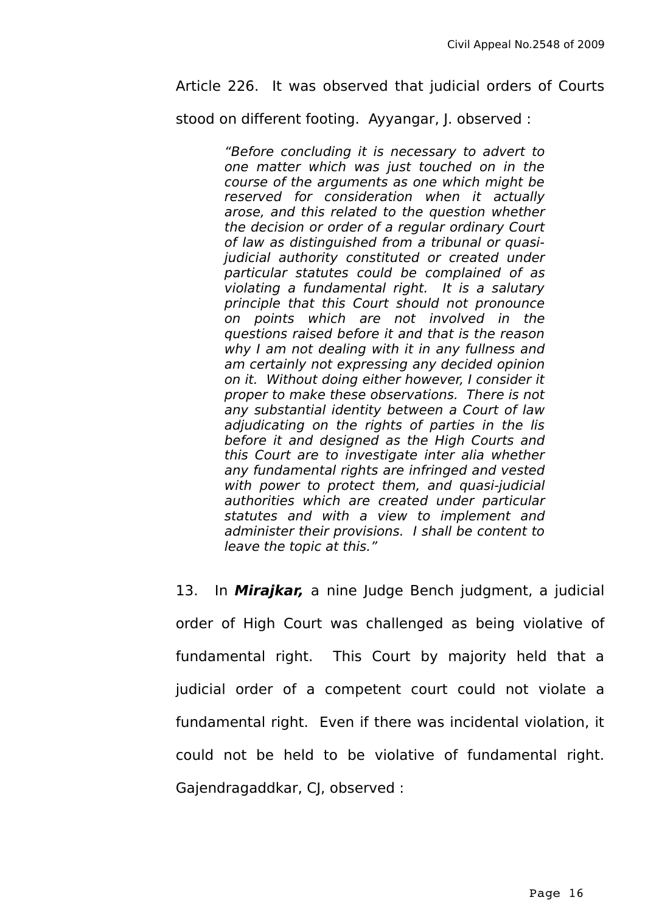Article 226. It was observed that judicial orders of Courts stood on different footing. Ayyangar, J. observed :

> *"Before concluding it is necessary to advert to one matter which was just touched on in the course of the arguments as one which might be reserved for consideration when it actually arose, and this related to the question whether the decision or order of a regular ordinary Court of law as distinguished from a tribunal or quasi-judicial authority constituted or created under particular statutes could be complained of as violating a fundamental right. It is a salutary principle that this Court should not pronounce on points which are not involved in the questions raised before it and that is the reason why I am not dealing with it in any fullness and am certainly not expressing any decided opinion on it. Without doing either however, I consider it proper to make these observations. There is not any substantial identity between a Court of law adjudicating on the rights of parties in the lis before it and designed as the High Courts and this Court are to investigate inter alia whether any fundamental rights are infringed and vested with power to protect them, and quasi-judicial authorities which are created under particular statutes and with a view to implement and administer their provisions. I shall be content to leave the topic at this."*

13. In ***Mirajkar,*** a nine Judge Bench judgment, a judicial order of High Court was challenged as being violative of fundamental right. This Court by majority held that a judicial order of a competent court could not violate a fundamental right. Even if there was incidental violation, it could not be held to be violative of fundamental right. Gajendragaddkar, CJ, observed :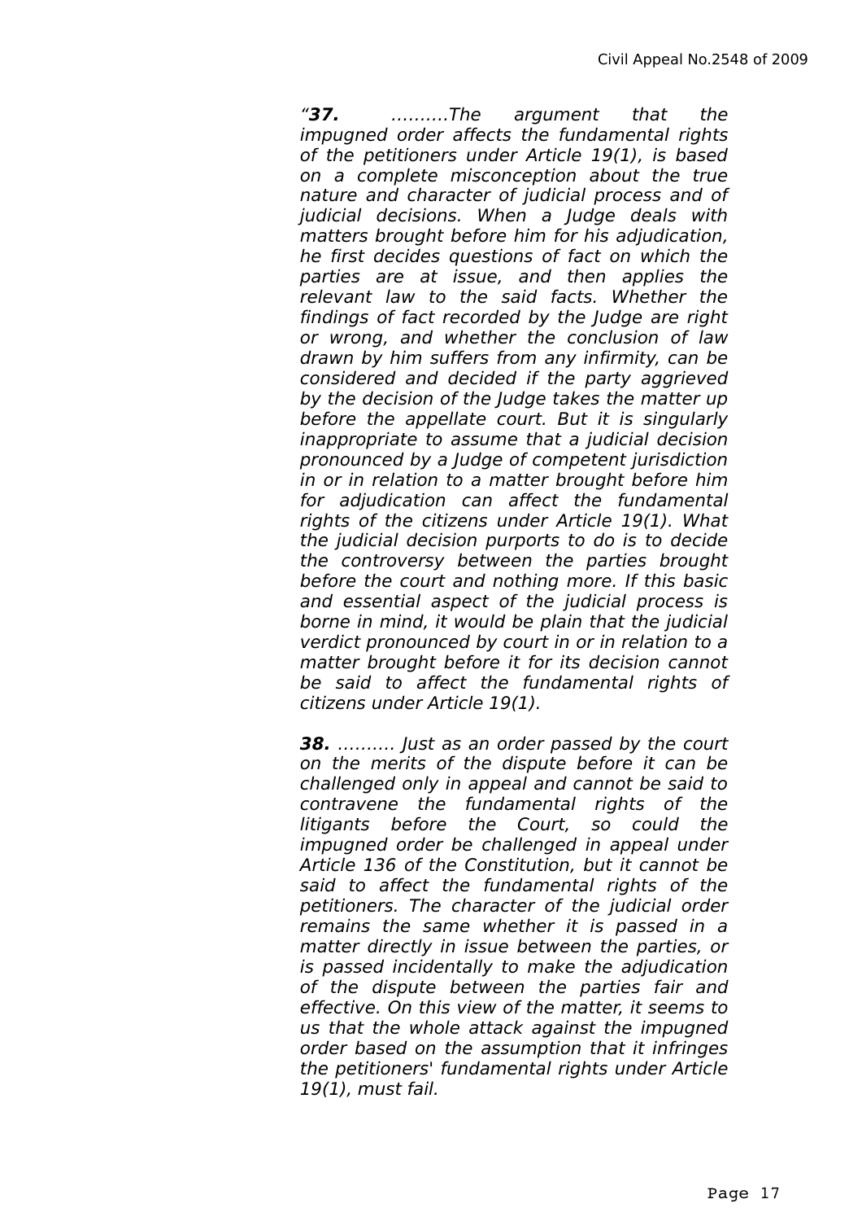*"**37.** ..........The argument that the impugned order affects the fundamental rights of the petitioners under Article 19(1), is based on a complete misconception about the true nature and character of judicial process and of judicial decisions. When a Judge deals with matters brought before him for his adjudication, he first decides questions of fact on which the parties are at issue, and then applies the relevant law to the said facts. Whether the findings of fact recorded by the Judge are right or wrong, and whether the conclusion of law drawn by him suffers from any infirmity, can be considered and decided if the party aggrieved by the decision of the Judge takes the matter up before the appellate court. But it is singularly inappropriate to assume that a judicial decision pronounced by a Judge of competent jurisdiction in or in relation to a matter brought before him for adjudication can affect the fundamental rights of the citizens under Article 19(1). What the judicial decision purports to do is to decide the controversy between the parties brought before the court and nothing more. If this basic and essential aspect of the judicial process is borne in mind, it would be plain that the judicial verdict pronounced by court in or in relation to a matter brought before it for its decision cannot be said to affect the fundamental rights of citizens under Article 19(1).*

***38.** .......... Just as an order passed by the court on the merits of the dispute before it can be challenged only in appeal and cannot be said to contravene the fundamental rights of the litigants before the Court, so could the impugned order be challenged in appeal under Article 136 of the Constitution, but it cannot be said to affect the fundamental rights of the petitioners. The character of the judicial order remains the same whether it is passed in a matter directly in issue between the parties, or is passed incidentally to make the adjudication of the dispute between the parties fair and effective. On this view of the matter, it seems to us that the whole attack against the impugned order based on the assumption that it infringes the petitioners' fundamental rights under Article 19(1), must fail.*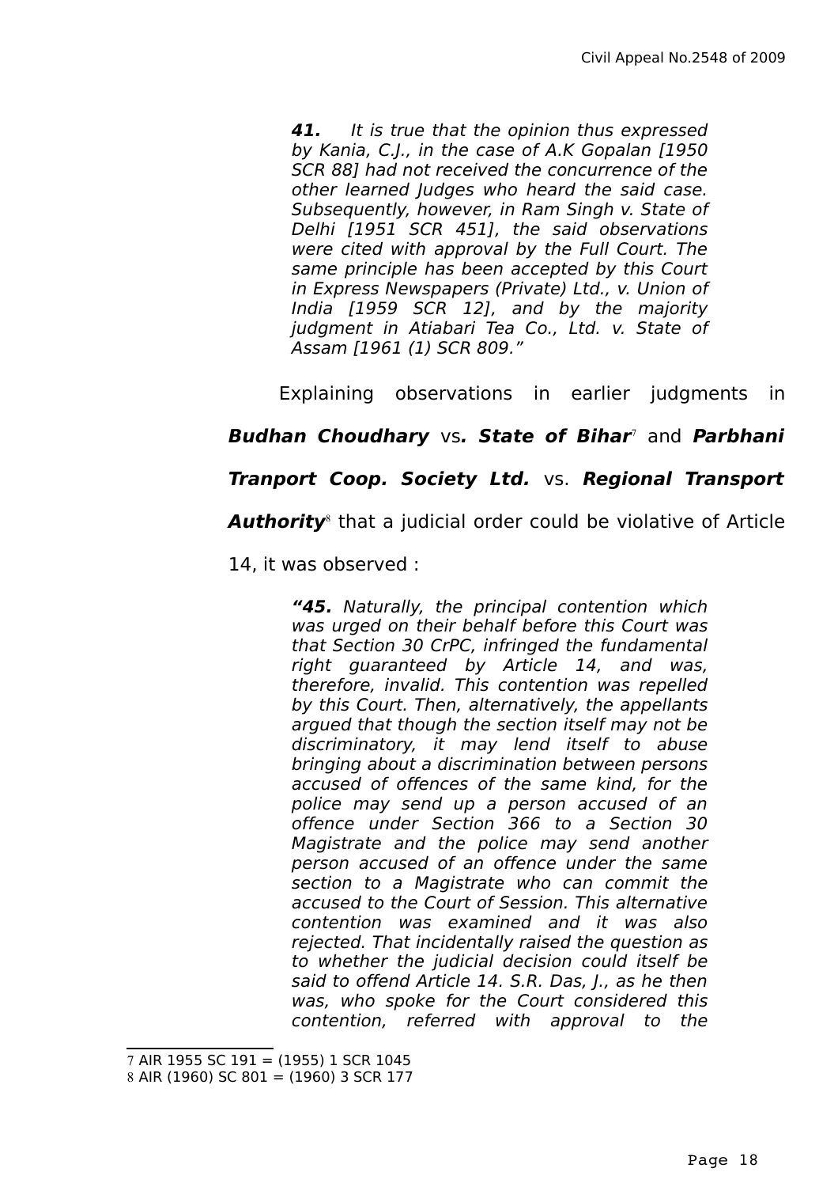> ***41.*** *It is true that the opinion thus expressed by Kania, C.J., in the case of A.K Gopalan [1950 SCR 88] had not received the concurrence of the other learned Judges who heard the said case. Subsequently, however, in Ram Singh v. State of Delhi [1951 SCR 451], the said observations were cited with approval by the Full Court. The same principle has been accepted by this Court in Express Newspapers (Private) Ltd., v. Union of India [1959 SCR 12], and by the majority judgment in Atiabari Tea Co., Ltd. v. State of Assam [1961 (1) SCR 809."*

Explaining observations in earlier judgments in ***Budhan Choudhary*** vs***. State of Bihar***[7] and ***Parbhani Tranport Coop. Society Ltd.*** vs. ***Regional Transport Authority***[8] that a judicial order could be violative of Article 14, it was observed :

> ***"45.*** *Naturally, the principal contention which was urged on their behalf before this Court was that Section 30 CrPC, infringed the fundamental right guaranteed by Article 14, and was, therefore, invalid. This contention was repelled by this Court. Then, alternatively, the appellants argued that though the section itself may not be discriminatory, it may lend itself to abuse bringing about a discrimination between persons accused of offences of the same kind, for the police may send up a person accused of an offence under Section 366 to a Section 30 Magistrate and the police may send another person accused of an offence under the same section to a Magistrate who can commit the accused to the Court of Session. This alternative contention was examined and it was also rejected. That incidentally raised the question as to whether the judicial decision could itself be said to offend Article 14. S.R. Das, J., as he then was, who spoke for the Court considered this contention, referred with approval to the*

---

7 AIR 1955 SC 191 = (1955) 1 SCR 1045

8 AIR (1960) SC 801 = (1960) 3 SCR 177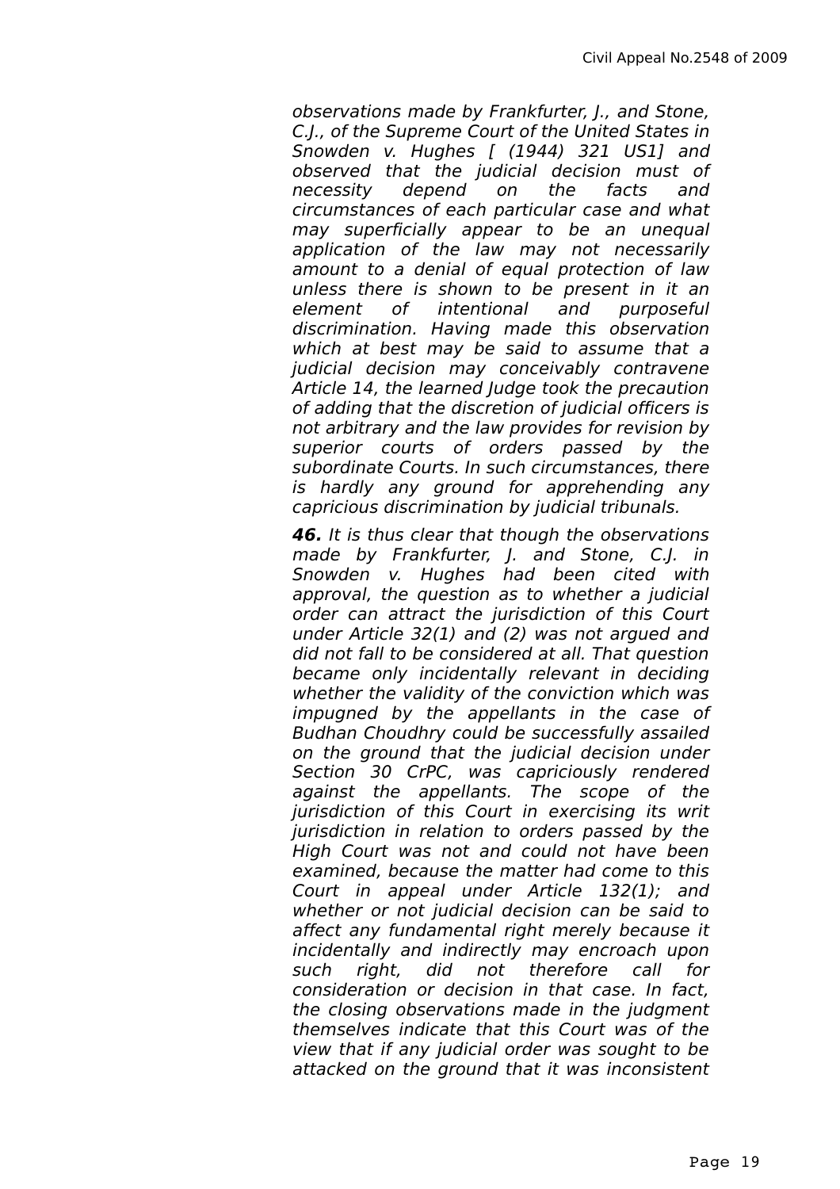*observations made by Frankfurter, J., and Stone, C.J., of the Supreme Court of the United States in Snowden v. Hughes [ (1944) 321 US1] and observed that the judicial decision must of necessity depend on the facts and circumstances of each particular case and what may superficially appear to be an unequal application of the law may not necessarily amount to a denial of equal protection of law unless there is shown to be present in it an element of intentional and purposeful discrimination. Having made this observation which at best may be said to assume that a judicial decision may conceivably contravene Article 14, the learned Judge took the precaution of adding that the discretion of judicial officers is not arbitrary and the law provides for revision by superior courts of orders passed by the subordinate Courts. In such circumstances, there is hardly any ground for apprehending any capricious discrimination by judicial tribunals.*

***46.** It is thus clear that though the observations made by Frankfurter, J. and Stone, C.J. in Snowden v. Hughes had been cited with approval, the question as to whether a judicial order can attract the jurisdiction of this Court under Article 32(1) and (2) was not argued and did not fall to be considered at all. That question became only incidentally relevant in deciding whether the validity of the conviction which was impugned by the appellants in the case of Budhan Choudhry could be successfully assailed on the ground that the judicial decision under Section 30 CrPC, was capriciously rendered against the appellants. The scope of the jurisdiction of this Court in exercising its writ jurisdiction in relation to orders passed by the High Court was not and could not have been examined, because the matter had come to this Court in appeal under Article 132(1); and whether or not judicial decision can be said to affect any fundamental right merely because it incidentally and indirectly may encroach upon such right, did not therefore call for consideration or decision in that case. In fact, the closing observations made in the judgment themselves indicate that this Court was of the view that if any judicial order was sought to be attacked on the ground that it was inconsistent*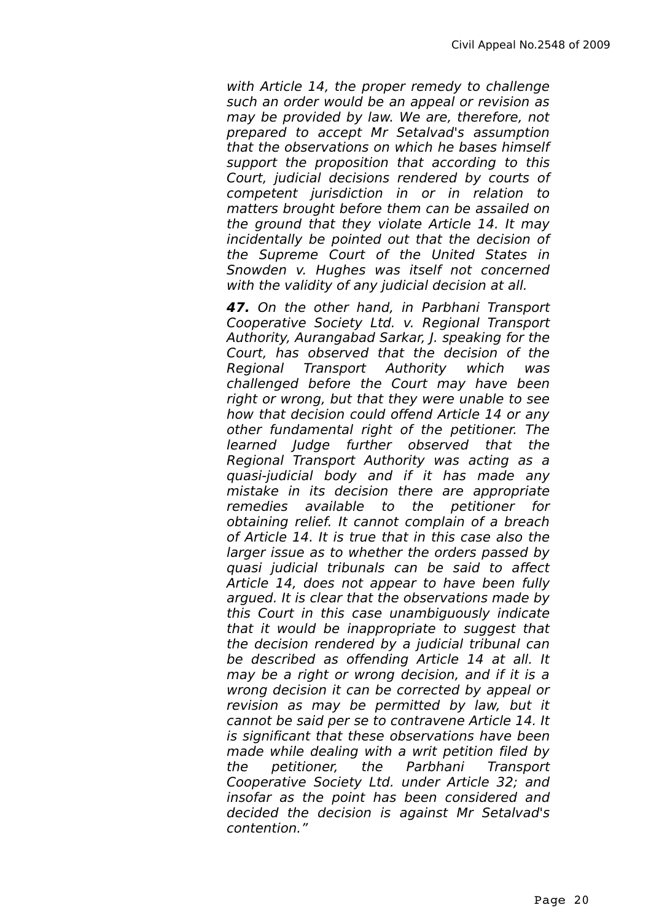*with Article 14, the proper remedy to challenge such an order would be an appeal or revision as may be provided by law. We are, therefore, not prepared to accept Mr Setalvad's assumption that the observations on which he bases himself support the proposition that according to this Court, judicial decisions rendered by courts of competent jurisdiction in or in relation to matters brought before them can be assailed on the ground that they violate Article 14. It may incidentally be pointed out that the decision of the Supreme Court of the United States in Snowden v. Hughes was itself not concerned with the validity of any judicial decision at all.*

***47.*** *On the other hand, in Parbhani Transport Cooperative Society Ltd. v. Regional Transport Authority, Aurangabad Sarkar, J. speaking for the Court, has observed that the decision of the Regional Transport Authority which was challenged before the Court may have been right or wrong, but that they were unable to see how that decision could offend Article 14 or any other fundamental right of the petitioner. The learned Judge further observed that the Regional Transport Authority was acting as a quasi-judicial body and if it has made any mistake in its decision there are appropriate remedies available to the petitioner for obtaining relief. It cannot complain of a breach of Article 14. It is true that in this case also the larger issue as to whether the orders passed by quasi judicial tribunals can be said to affect Article 14, does not appear to have been fully argued. It is clear that the observations made by this Court in this case unambiguously indicate that it would be inappropriate to suggest that the decision rendered by a judicial tribunal can be described as offending Article 14 at all. It may be a right or wrong decision, and if it is a wrong decision it can be corrected by appeal or revision as may be permitted by law, but it cannot be said per se to contravene Article 14. It is significant that these observations have been made while dealing with a writ petition filed by the petitioner, the Parbhani Transport Cooperative Society Ltd. under Article 32; and insofar as the point has been considered and decided the decision is against Mr Setalvad's contention."*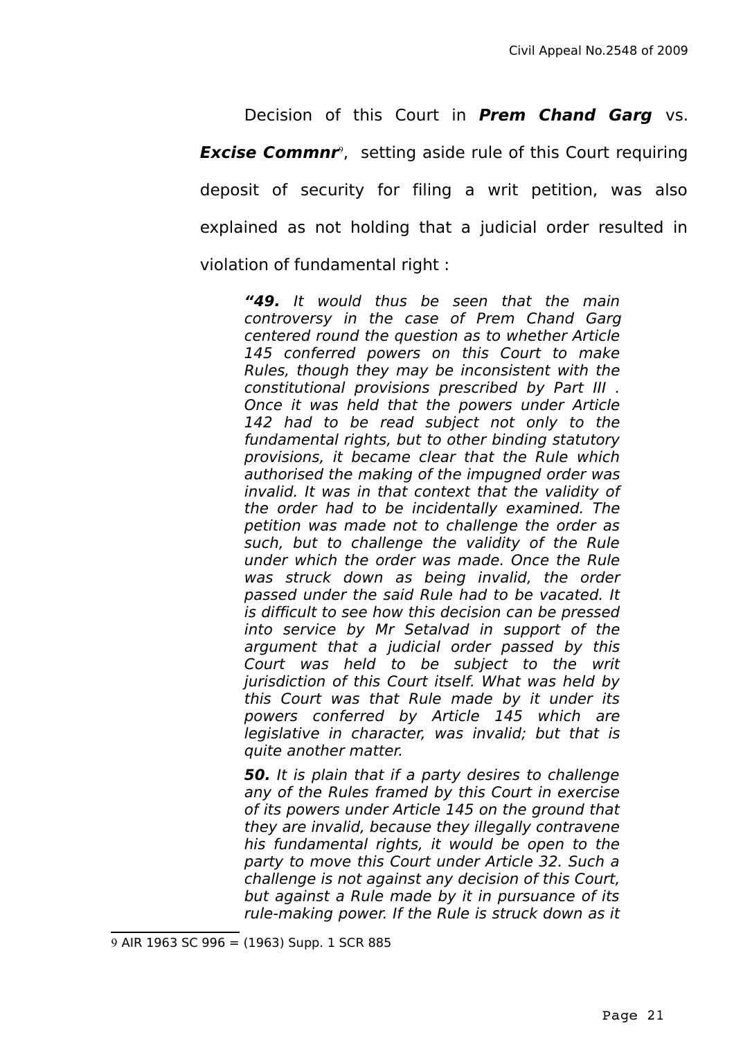Decision of this Court in ***Prem Chand Garg*** vs. ***Excise Commnr***[9], setting aside rule of this Court requiring deposit of security for filing a writ petition, was also explained as not holding that a judicial order resulted in violation of fundamental right :

> ***"49.*** *It would thus be seen that the main controversy in the case of Prem Chand Garg centered round the question as to whether Article 145 conferred powers on this Court to make Rules, though they may be inconsistent with the constitutional provisions prescribed by Part III . Once it was held that the powers under Article 142 had to be read subject not only to the fundamental rights, but to other binding statutory provisions, it became clear that the Rule which authorised the making of the impugned order was invalid. It was in that context that the validity of the order had to be incidentally examined. The petition was made not to challenge the order as such, but to challenge the validity of the Rule under which the order was made. Once the Rule was struck down as being invalid, the order passed under the said Rule had to be vacated. It is difficult to see how this decision can be pressed into service by Mr Setalvad in support of the argument that a judicial order passed by this Court was held to be subject to the writ jurisdiction of this Court itself. What was held by this Court was that Rule made by it under its powers conferred by Article 145 which are legislative in character, was invalid; but that is quite another matter.*
>
> ***50.*** *It is plain that if a party desires to challenge any of the Rules framed by this Court in exercise of its powers under Article 145 on the ground that they are invalid, because they illegally contravene his fundamental rights, it would be open to the party to move this Court under Article 32. Such a challenge is not against any decision of this Court, but against a Rule made by it in pursuance of its rule-making power. If the Rule is struck down as it*

---

9 AIR 1963 SC 996 = (1963) Supp. 1 SCR 885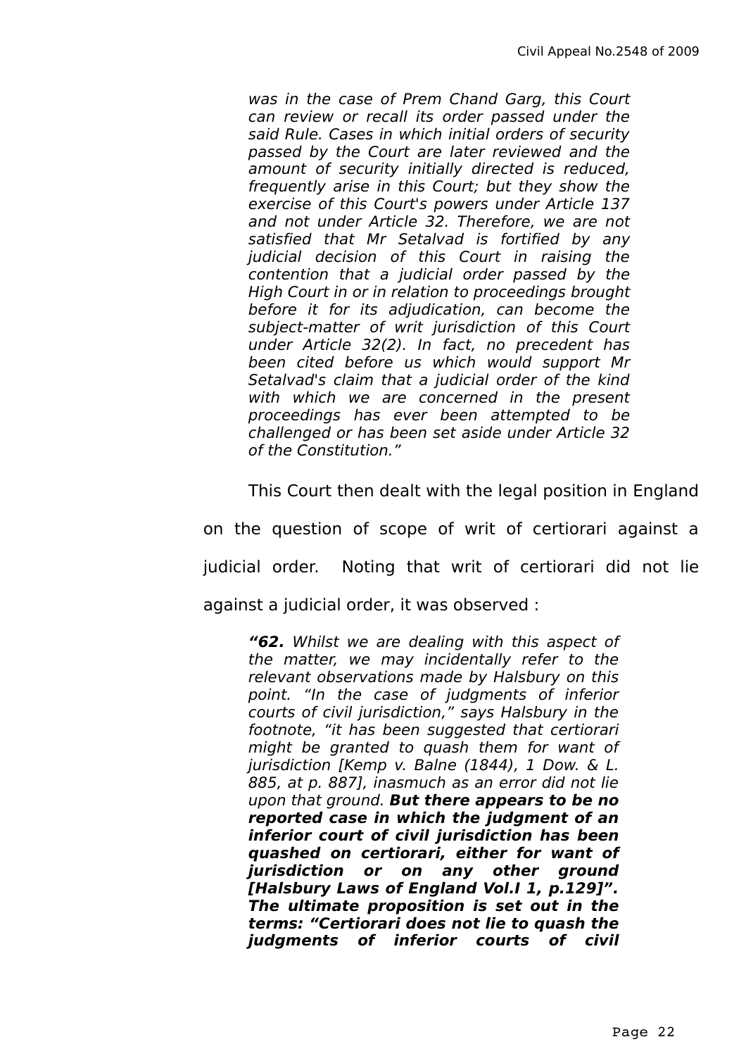> *was in the case of Prem Chand Garg, this Court can review or recall its order passed under the said Rule. Cases in which initial orders of security passed by the Court are later reviewed and the amount of security initially directed is reduced, frequently arise in this Court; but they show the exercise of this Court's powers under Article 137 and not under Article 32. Therefore, we are not satisfied that Mr Setalvad is fortified by any judicial decision of this Court in raising the contention that a judicial order passed by the High Court in or in relation to proceedings brought before it for its adjudication, can become the subject-matter of writ jurisdiction of this Court under Article 32(2). In fact, no precedent has been cited before us which would support Mr Setalvad's claim that a judicial order of the kind with which we are concerned in the present proceedings has ever been attempted to be challenged or has been set aside under Article 32 of the Constitution."*

This Court then dealt with the legal position in England on the question of scope of writ of certiorari against a judicial order. Noting that writ of certiorari did not lie against a judicial order, it was observed :

> ***"62.** Whilst we are dealing with this aspect of the matter, we may incidentally refer to the relevant observations made by Halsbury on this point. "In the case of judgments of inferior courts of civil jurisdiction," says Halsbury in the footnote, "it has been suggested that certiorari might be granted to quash them for want of jurisdiction [Kemp v. Balne (1844), 1 Dow. & L. 885, at p. 887], inasmuch as an error did not lie upon that ground.* ***But there appears to be no reported case in which the judgment of an inferior court of civil jurisdiction has been quashed on certiorari, either for want of jurisdiction or on any other ground [Halsbury Laws of England Vol.I 1, p.129]". The ultimate proposition is set out in the terms: "Certiorari does not lie to quash the judgments of inferior courts of civil***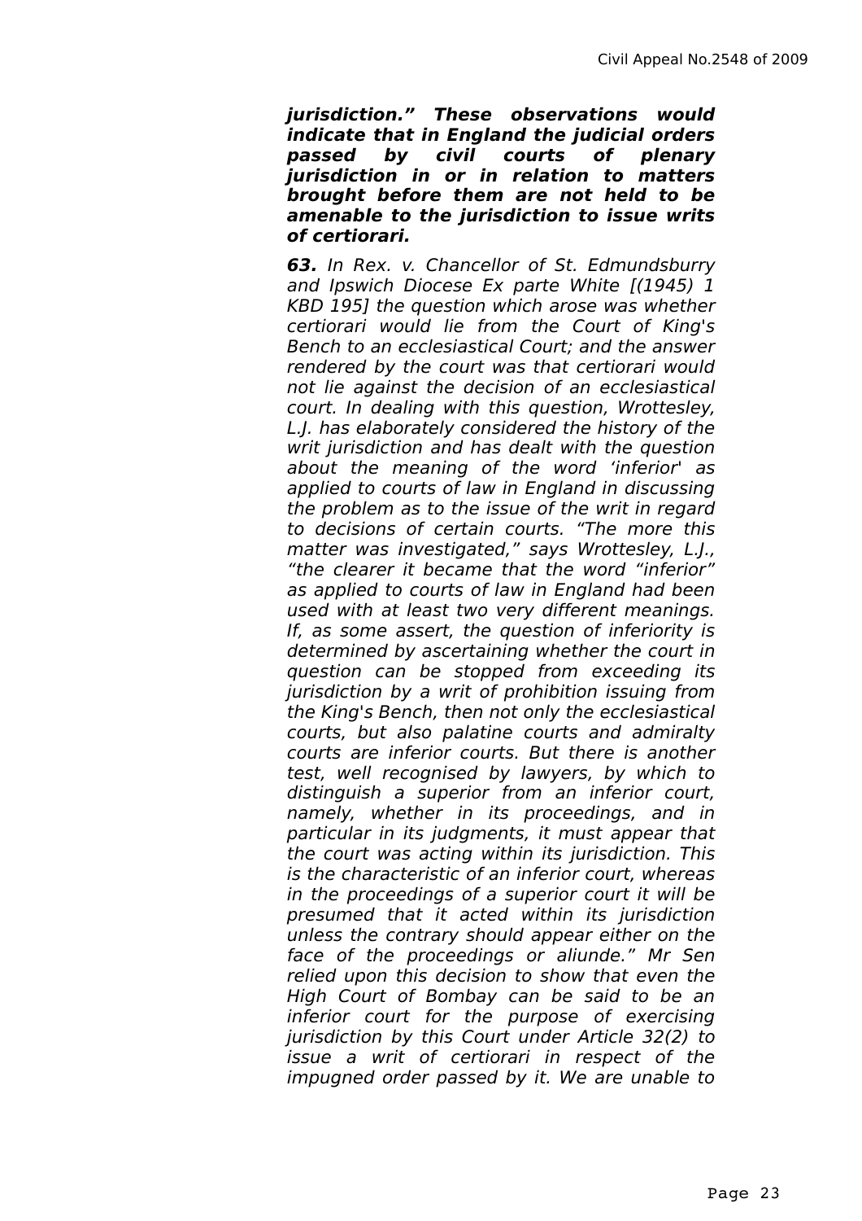***jurisdiction.” These observations would indicate that in England the judicial orders passed by civil courts of plenary jurisdiction in or in relation to matters brought before them are not held to be amenable to the jurisdiction to issue writs of certiorari.***

***63.*** *In Rex. v. Chancellor of St. Edmundsburry and Ipswich Diocese Ex parte White [(1945) 1 KBD 195] the question which arose was whether certiorari would lie from the Court of King's Bench to an ecclesiastical Court; and the answer rendered by the court was that certiorari would not lie against the decision of an ecclesiastical court. In dealing with this question, Wrottesley, L.J. has elaborately considered the history of the writ jurisdiction and has dealt with the question about the meaning of the word ‘inferior' as applied to courts of law in England in discussing the problem as to the issue of the writ in regard to decisions of certain courts. “The more this matter was investigated,” says Wrottesley, L.J., “the clearer it became that the word “inferior” as applied to courts of law in England had been used with at least two very different meanings. If, as some assert, the question of inferiority is determined by ascertaining whether the court in question can be stopped from exceeding its jurisdiction by a writ of prohibition issuing from the King's Bench, then not only the ecclesiastical courts, but also palatine courts and admiralty courts are inferior courts. But there is another test, well recognised by lawyers, by which to distinguish a superior from an inferior court, namely, whether in its proceedings, and in particular in its judgments, it must appear that the court was acting within its jurisdiction. This is the characteristic of an inferior court, whereas in the proceedings of a superior court it will be presumed that it acted within its jurisdiction unless the contrary should appear either on the face of the proceedings or aliunde.” Mr Sen relied upon this decision to show that even the High Court of Bombay can be said to be an inferior court for the purpose of exercising jurisdiction by this Court under Article 32(2) to issue a writ of certiorari in respect of the impugned order passed by it. We are unable to*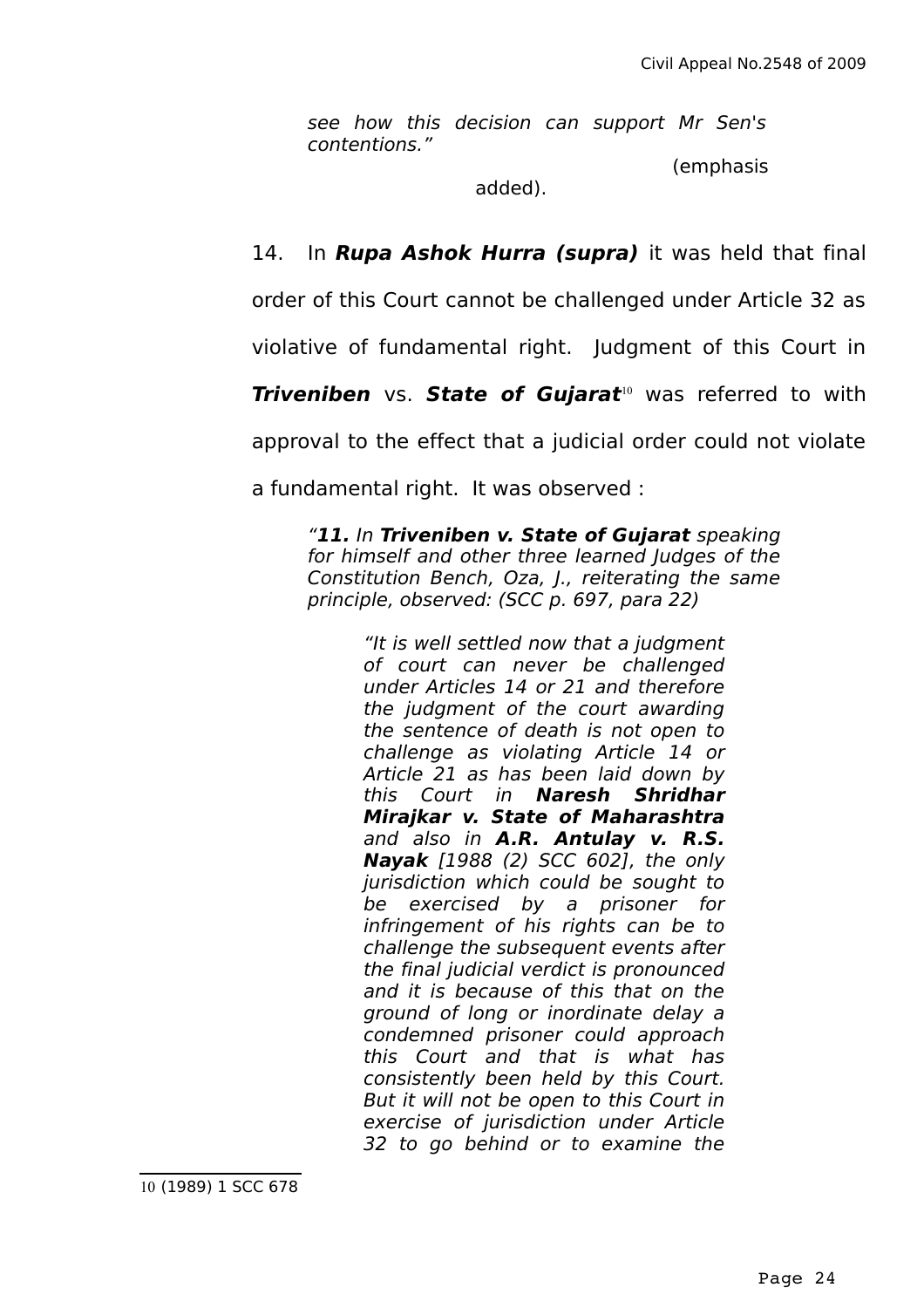*see how this decision can support Mr Sen's contentions."*

(emphasis added).

14. In ***Rupa Ashok Hurra (supra)*** it was held that final order of this Court cannot be challenged under Article 32 as violative of fundamental right. Judgment of this Court in ***Triveniben*** vs. ***State of Gujarat***[10] was referred to with approval to the effect that a judicial order could not violate a fundamental right. It was observed :

> *"**11.** In **Triveniben v. State of Gujarat** speaking for himself and other three learned Judges of the Constitution Bench, Oza, J., reiterating the same principle, observed: (SCC p. 697, para 22)*
>
> > *"It is well settled now that a judgment of court can never be challenged under Articles 14 or 21 and therefore the judgment of the court awarding the sentence of death is not open to challenge as violating Article 14 or Article 21 as has been laid down by this Court in **Naresh Shridhar Mirajkar v. State of Maharashtra** and also in **A.R. Antulay v. R.S. Nayak** [1988 (2) SCC 602], the only jurisdiction which could be sought to be exercised by a prisoner for infringement of his rights can be to challenge the subsequent events after the final judicial verdict is pronounced and it is because of this that on the ground of long or inordinate delay a condemned prisoner could approach this Court and that is what has consistently been held by this Court. But it will not be open to this Court in exercise of jurisdiction under Article 32 to go behind or to examine the*

---

10 (1989) 1 SCC 678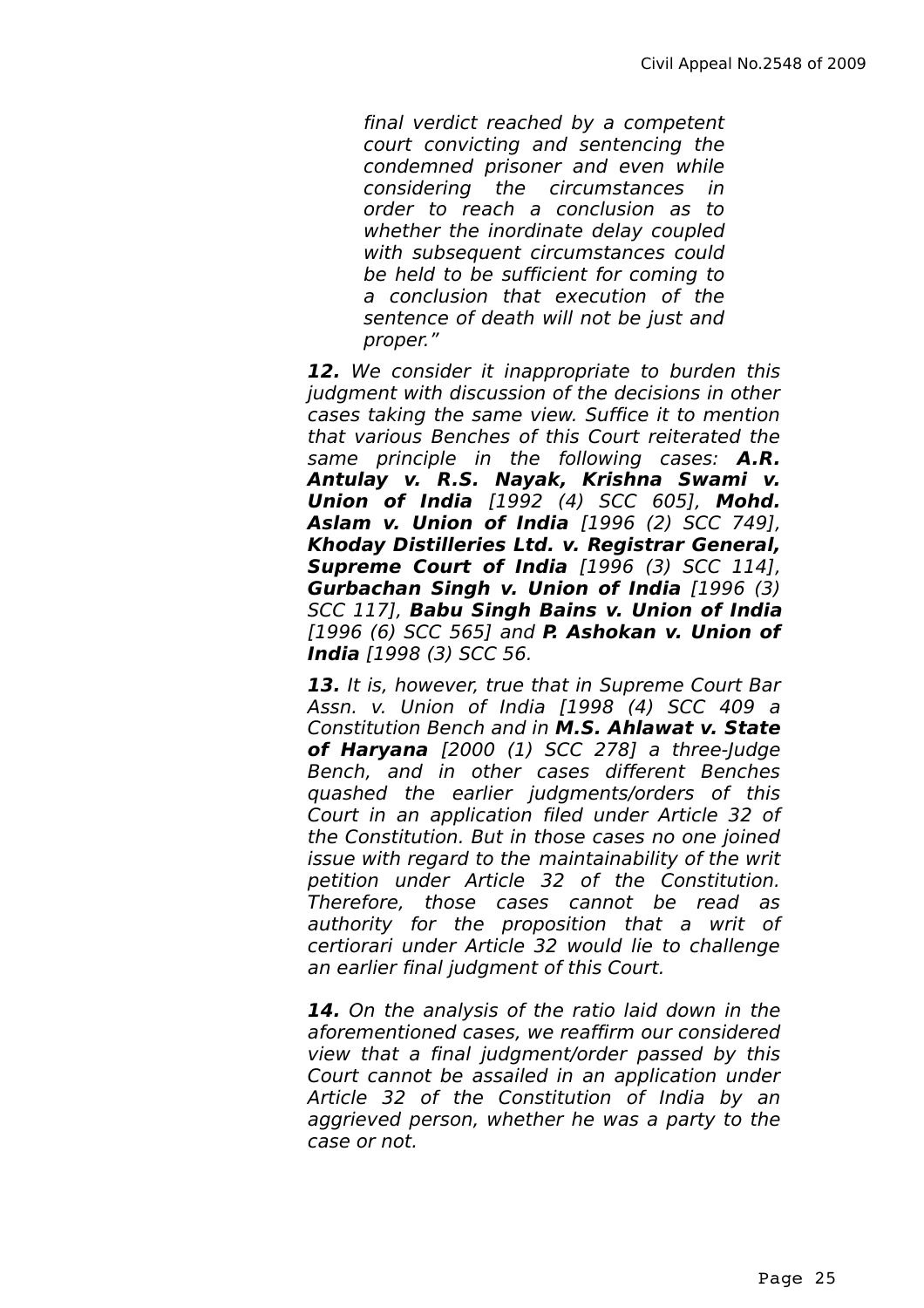> *final verdict reached by a competent court convicting and sentencing the condemned prisoner and even while considering the circumstances in order to reach a conclusion as to whether the inordinate delay coupled with subsequent circumstances could be held to be sufficient for coming to a conclusion that execution of the sentence of death will not be just and proper."*

***12.*** *We consider it inappropriate to burden this judgment with discussion of the decisions in other cases taking the same view. Suffice it to mention that various Benches of this Court reiterated the same principle in the following cases:* ***A.R. Antulay v. R.S. Nayak, Krishna Swami v. Union of India*** *[1992 (4) SCC 605],* ***Mohd. Aslam v. Union of India*** *[1996 (2) SCC 749],* ***Khoday Distilleries Ltd. v. Registrar General, Supreme Court of India*** *[1996 (3) SCC 114],* ***Gurbachan Singh v. Union of India*** *[1996 (3) SCC 117],* ***Babu Singh Bains v. Union of India*** *[1996 (6) SCC 565] and* ***P. Ashokan v. Union of India*** *[1998 (3) SCC 56.*

***13.*** *It is, however, true that in Supreme Court Bar Assn. v. Union of India [1998 (4) SCC 409 a Constitution Bench and in* ***M.S. Ahlawat v. State of Haryana*** *[2000 (1) SCC 278] a three-Judge Bench, and in other cases different Benches quashed the earlier judgments/orders of this Court in an application filed under Article 32 of the Constitution. But in those cases no one joined issue with regard to the maintainability of the writ petition under Article 32 of the Constitution. Therefore, those cases cannot be read as authority for the proposition that a writ of certiorari under Article 32 would lie to challenge an earlier final judgment of this Court.*

***14.*** *On the analysis of the ratio laid down in the aforementioned cases, we reaffirm our considered view that a final judgment/order passed by this Court cannot be assailed in an application under Article 32 of the Constitution of India by an aggrieved person, whether he was a party to the case or not.*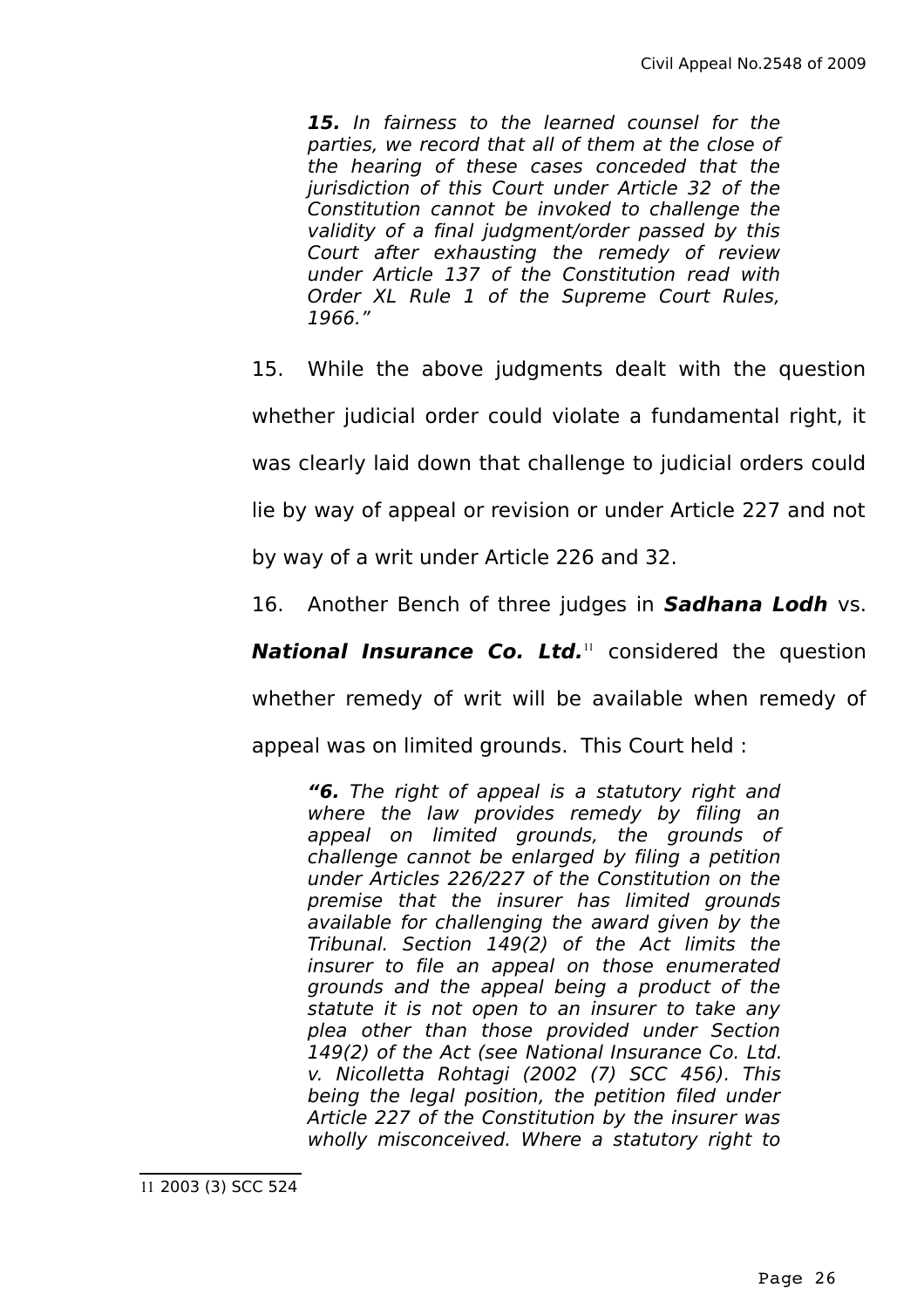> ***15.*** *In fairness to the learned counsel for the parties, we record that all of them at the close of the hearing of these cases conceded that the jurisdiction of this Court under Article 32 of the Constitution cannot be invoked to challenge the validity of a final judgment/order passed by this Court after exhausting the remedy of review under Article 137 of the Constitution read with Order XL Rule 1 of the Supreme Court Rules, 1966."*

15. While the above judgments dealt with the question whether judicial order could violate a fundamental right, it was clearly laid down that challenge to judicial orders could lie by way of appeal or revision or under Article 227 and not by way of a writ under Article 226 and 32.

16. Another Bench of three judges in ***Sadhana Lodh*** vs. ***National Insurance Co. Ltd.***[11] considered the question whether remedy of writ will be available when remedy of appeal was on limited grounds. This Court held :

> ***"6.*** *The right of appeal is a statutory right and where the law provides remedy by filing an appeal on limited grounds, the grounds of challenge cannot be enlarged by filing a petition under Articles 226/227 of the Constitution on the premise that the insurer has limited grounds available for challenging the award given by the Tribunal. Section 149(2) of the Act limits the insurer to file an appeal on those enumerated grounds and the appeal being a product of the statute it is not open to an insurer to take any plea other than those provided under Section 149(2) of the Act (see National Insurance Co. Ltd. v. Nicolletta Rohtagi (2002 (7) SCC 456). This being the legal position, the petition filed under Article 227 of the Constitution by the insurer was wholly misconceived. Where a statutory right to*

---

[11] 2003 (3) SCC 524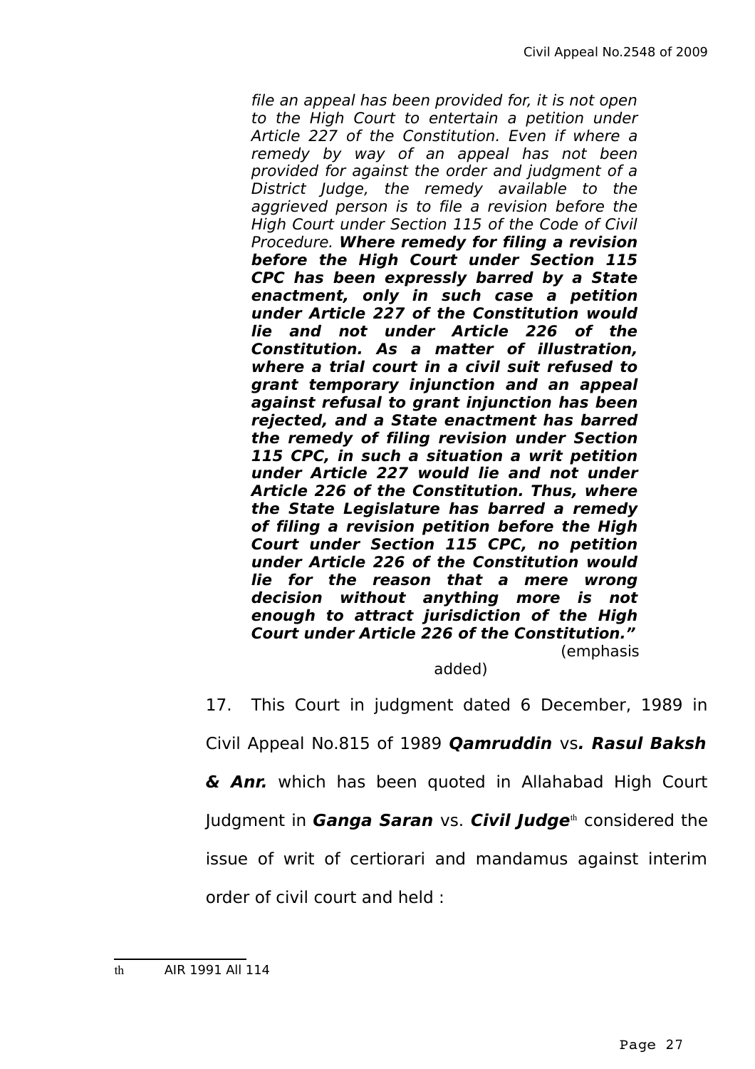> *file an appeal has been provided for, it is not open to the High Court to entertain a petition under Article 227 of the Constitution. Even if where a remedy by way of an appeal has not been provided for against the order and judgment of a District Judge, the remedy available to the aggrieved person is to file a revision before the High Court under Section 115 of the Code of Civil Procedure.* ***Where remedy for filing a revision before the High Court under Section 115 CPC has been expressly barred by a State enactment, only in such case a petition under Article 227 of the Constitution would lie and not under Article 226 of the Constitution. As a matter of illustration, where a trial court in a civil suit refused to grant temporary injunction and an appeal against refusal to grant injunction has been rejected, and a State enactment has barred the remedy of filing revision under Section 115 CPC, in such a situation a writ petition under Article 227 would lie and not under Article 226 of the Constitution. Thus, where the State Legislature has barred a remedy of filing a revision petition before the High Court under Section 115 CPC, no petition under Article 226 of the Constitution would lie for the reason that a mere wrong decision without anything more is not enough to attract jurisdiction of the High Court under Article 226 of the Constitution."*** (emphasis added)

17. This Court in judgment dated 6 December, 1989 in Civil Appeal No.815 of 1989 ***Qamruddin*** vs***. Rasul Baksh & Anr.*** which has been quoted in Allahabad High Court Judgment in ***Ganga Saran*** vs. ***Civil Judge***[th] considered the issue of writ of certiorari and mandamus against interim order of civil court and held :

---

th AIR 1991 All 114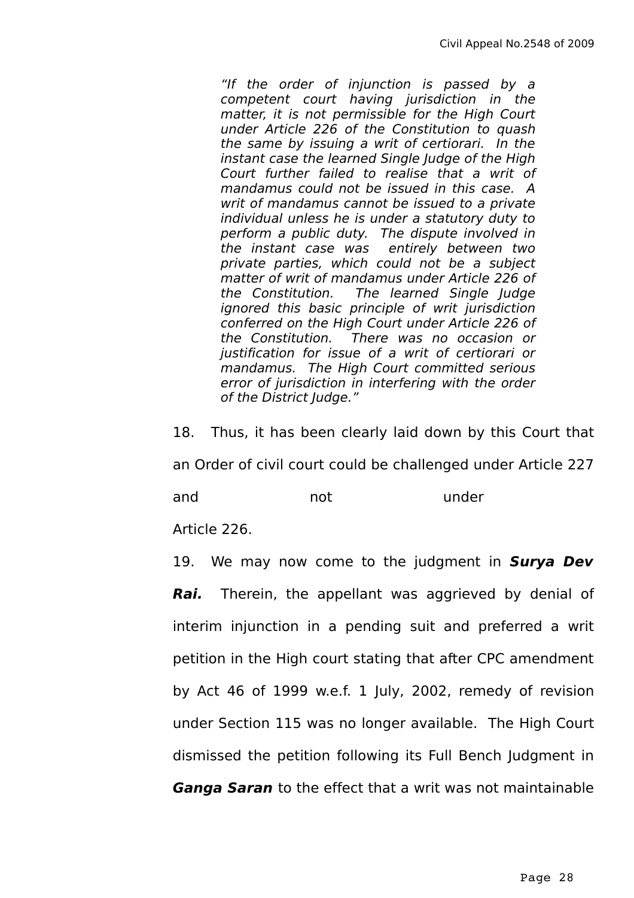> *"If the order of injunction is passed by a competent court having jurisdiction in the matter, it is not permissible for the High Court under Article 226 of the Constitution to quash the same by issuing a writ of certiorari. In the instant case the learned Single Judge of the High Court further failed to realise that a writ of mandamus could not be issued in this case. A writ of mandamus cannot be issued to a private individual unless he is under a statutory duty to perform a public duty. The dispute involved in the instant case was entirely between two private parties, which could not be a subject matter of writ of mandamus under Article 226 of the Constitution. The learned Single Judge ignored this basic principle of writ jurisdiction conferred on the High Court under Article 226 of the Constitution. There was no occasion or justification for issue of a writ of certiorari or mandamus. The High Court committed serious error of jurisdiction in interfering with the order of the District Judge."*

18. Thus, it has been clearly laid down by this Court that an Order of civil court could be challenged under Article 227 and not under Article 226.

19. We may now come to the judgment in ***Surya Dev Rai.*** Therein, the appellant was aggrieved by denial of interim injunction in a pending suit and preferred a writ petition in the High court stating that after CPC amendment by Act 46 of 1999 w.e.f. 1 July, 2002, remedy of revision under Section 115 was no longer available. The High Court dismissed the petition following its Full Bench Judgment in ***Ganga Saran*** to the effect that a writ was not maintainable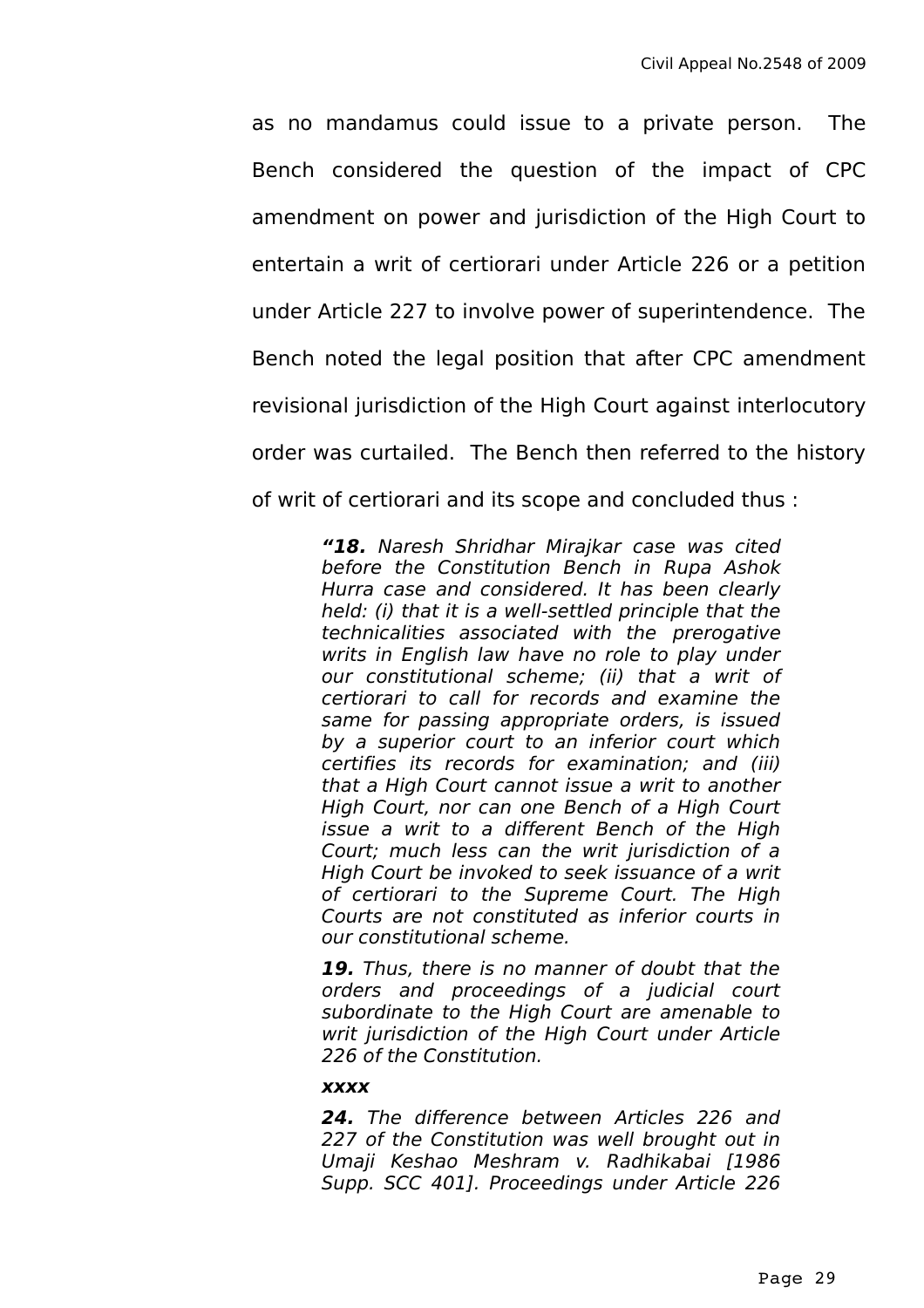as no mandamus could issue to a private person. The Bench considered the question of the impact of CPC amendment on power and jurisdiction of the High Court to entertain a writ of certiorari under Article 226 or a petition under Article 227 to involve power of superintendence. The Bench noted the legal position that after CPC amendment revisional jurisdiction of the High Court against interlocutory order was curtailed. The Bench then referred to the history of writ of certiorari and its scope and concluded thus :

> ***"18.*** *Naresh Shridhar Mirajkar case was cited before the Constitution Bench in Rupa Ashok Hurra case and considered. It has been clearly held: (i) that it is a well-settled principle that the technicalities associated with the prerogative writs in English law have no role to play under our constitutional scheme; (ii) that a writ of certiorari to call for records and examine the same for passing appropriate orders, is issued by a superior court to an inferior court which certifies its records for examination; and (iii) that a High Court cannot issue a writ to another High Court, nor can one Bench of a High Court issue a writ to a different Bench of the High Court; much less can the writ jurisdiction of a High Court be invoked to seek issuance of a writ of certiorari to the Supreme Court. The High Courts are not constituted as inferior courts in our constitutional scheme.*
>
> ***19.*** *Thus, there is no manner of doubt that the orders and proceedings of a judicial court subordinate to the High Court are amenable to writ jurisdiction of the High Court under Article 226 of the Constitution.*
>
> ***xxxx***
>
> ***24.*** *The difference between Articles 226 and 227 of the Constitution was well brought out in Umaji Keshao Meshram v. Radhikabai [1986 Supp. SCC 401]. Proceedings under Article 226*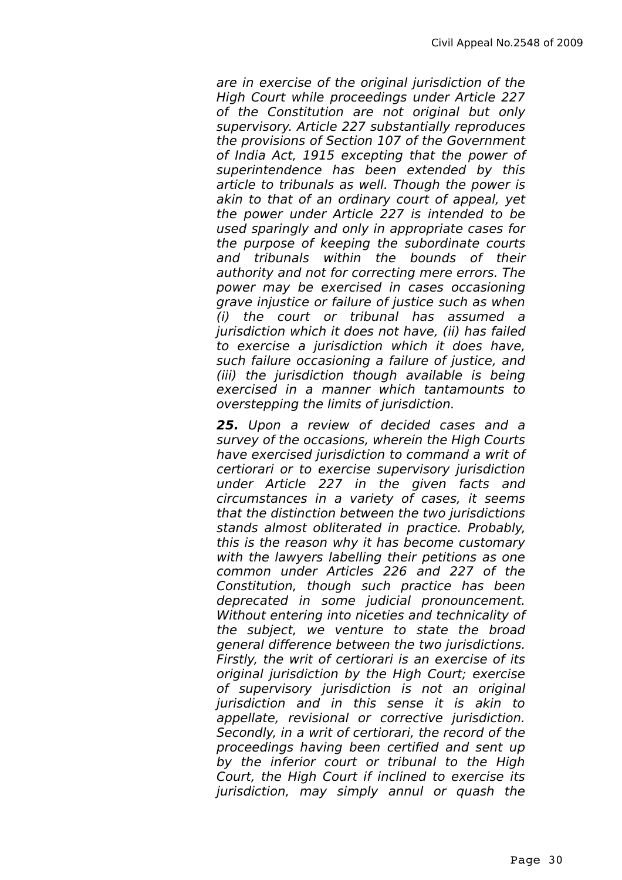*are in exercise of the original jurisdiction of the High Court while proceedings under Article 227 of the Constitution are not original but only supervisory. Article 227 substantially reproduces the provisions of Section 107 of the Government of India Act, 1915 excepting that the power of superintendence has been extended by this article to tribunals as well. Though the power is akin to that of an ordinary court of appeal, yet the power under Article 227 is intended to be used sparingly and only in appropriate cases for the purpose of keeping the subordinate courts and tribunals within the bounds of their authority and not for correcting mere errors. The power may be exercised in cases occasioning grave injustice or failure of justice such as when (i) the court or tribunal has assumed a jurisdiction which it does not have, (ii) has failed to exercise a jurisdiction which it does have, such failure occasioning a failure of justice, and (iii) the jurisdiction though available is being exercised in a manner which tantamounts to overstepping the limits of jurisdiction.*

***25.*** *Upon a review of decided cases and a survey of the occasions, wherein the High Courts have exercised jurisdiction to command a writ of certiorari or to exercise supervisory jurisdiction under Article 227 in the given facts and circumstances in a variety of cases, it seems that the distinction between the two jurisdictions stands almost obliterated in practice. Probably, this is the reason why it has become customary with the lawyers labelling their petitions as one common under Articles 226 and 227 of the Constitution, though such practice has been deprecated in some judicial pronouncement. Without entering into niceties and technicality of the subject, we venture to state the broad general difference between the two jurisdictions. Firstly, the writ of certiorari is an exercise of its original jurisdiction by the High Court; exercise of supervisory jurisdiction is not an original jurisdiction and in this sense it is akin to appellate, revisional or corrective jurisdiction. Secondly, in a writ of certiorari, the record of the proceedings having been certified and sent up by the inferior court or tribunal to the High Court, the High Court if inclined to exercise its jurisdiction, may simply annul or quash the*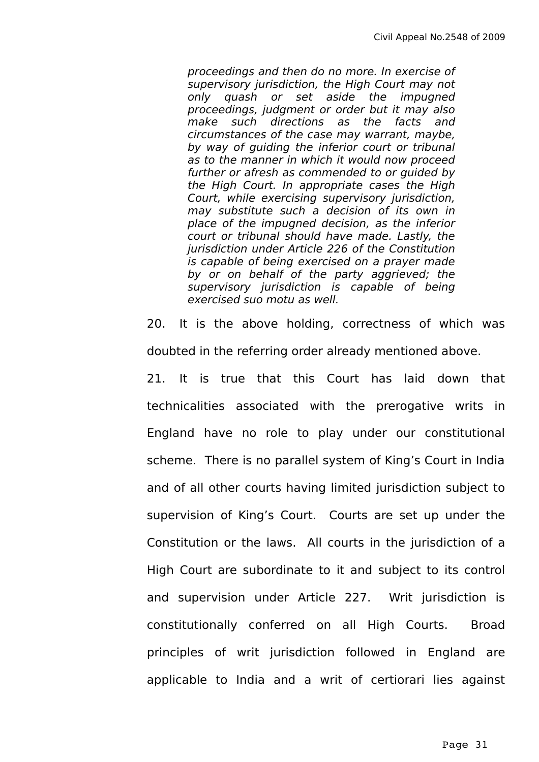> *proceedings and then do no more. In exercise of supervisory jurisdiction, the High Court may not only quash or set aside the impugned proceedings, judgment or order but it may also make such directions as the facts and circumstances of the case may warrant, maybe, by way of guiding the inferior court or tribunal as to the manner in which it would now proceed further or afresh as commended to or guided by the High Court. In appropriate cases the High Court, while exercising supervisory jurisdiction, may substitute such a decision of its own in place of the impugned decision, as the inferior court or tribunal should have made. Lastly, the jurisdiction under Article 226 of the Constitution is capable of being exercised on a prayer made by or on behalf of the party aggrieved; the supervisory jurisdiction is capable of being exercised suo motu as well.*

20. It is the above holding, correctness of which was doubted in the referring order already mentioned above.

21. It is true that this Court has laid down that technicalities associated with the prerogative writs in England have no role to play under our constitutional scheme. There is no parallel system of King's Court in India and of all other courts having limited jurisdiction subject to supervision of King's Court. Courts are set up under the Constitution or the laws. All courts in the jurisdiction of a High Court are subordinate to it and subject to its control and supervision under Article 227. Writ jurisdiction is constitutionally conferred on all High Courts. Broad principles of writ jurisdiction followed in England are applicable to India and a writ of certiorari lies against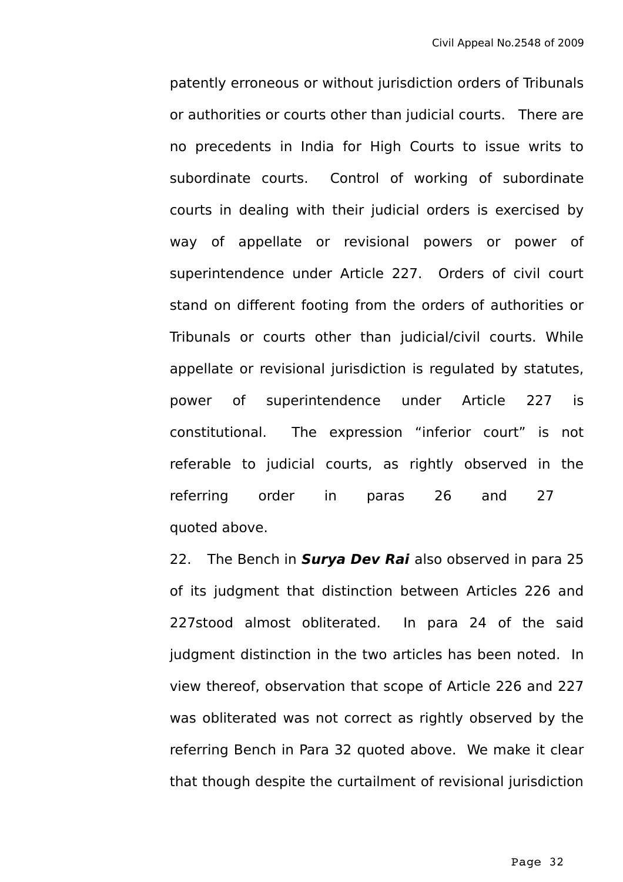patently erroneous or without jurisdiction orders of Tribunals or authorities or courts other than judicial courts. There are no precedents in India for High Courts to issue writs to subordinate courts. Control of working of subordinate courts in dealing with their judicial orders is exercised by way of appellate or revisional powers or power of superintendence under Article 227. Orders of civil court stand on different footing from the orders of authorities or Tribunals or courts other than judicial/civil courts. While appellate or revisional jurisdiction is regulated by statutes, power of superintendence under Article 227 is constitutional. The expression "inferior court" is not referable to judicial courts, as rightly observed in the referring order in paras 26 and 27 quoted above.

22. The Bench in ***Surya Dev Rai*** also observed in para 25 of its judgment that distinction between Articles 226 and 227stood almost obliterated. In para 24 of the said judgment distinction in the two articles has been noted. In view thereof, observation that scope of Article 226 and 227 was obliterated was not correct as rightly observed by the referring Bench in Para 32 quoted above. We make it clear that though despite the curtailment of revisional jurisdiction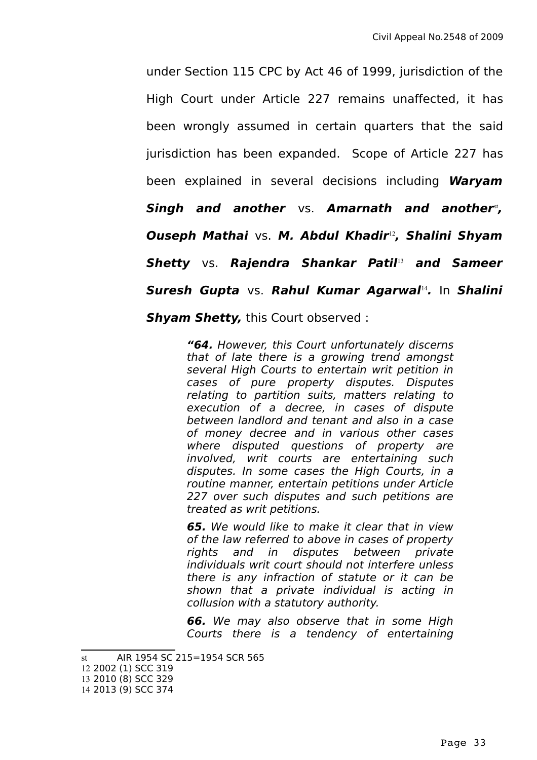under Section 115 CPC by Act 46 of 1999, jurisdiction of the High Court under Article 227 remains unaffected, it has been wrongly assumed in certain quarters that the said jurisdiction has been expanded. Scope of Article 227 has been explained in several decisions including ***Waryam Singh and another*** vs. ***Amarnath and another***[st]***,*** ***Ouseph Mathai*** vs. ***M. Abdul Khadir***[12]***, Shalini Shyam Shetty*** vs. ***Rajendra Shankar Patil***[13] ***and Sameer Suresh Gupta*** vs. ***Rahul Kumar Agarwal***[14]***.*** In ***Shalini Shyam Shetty,*** this Court observed :

> ***"64.*** *However, this Court unfortunately discerns that of late there is a growing trend amongst several High Courts to entertain writ petition in cases of pure property disputes. Disputes relating to partition suits, matters relating to execution of a decree, in cases of dispute between landlord and tenant and also in a case of money decree and in various other cases where disputed questions of property are involved, writ courts are entertaining such disputes. In some cases the High Courts, in a routine manner, entertain petitions under Article 227 over such disputes and such petitions are treated as writ petitions.*
>
> ***65.*** *We would like to make it clear that in view of the law referred to above in cases of property rights and in disputes between private individuals writ court should not interfere unless there is any infraction of statute or it can be shown that a private individual is acting in collusion with a statutory authority.*
>
> ***66.*** *We may also observe that in some High Courts there is a tendency of entertaining*

---

st AIR 1954 SC 215=1954 SCR 565
12 2002 (1) SCC 319
13 2010 (8) SCC 329
14 2013 (9) SCC 374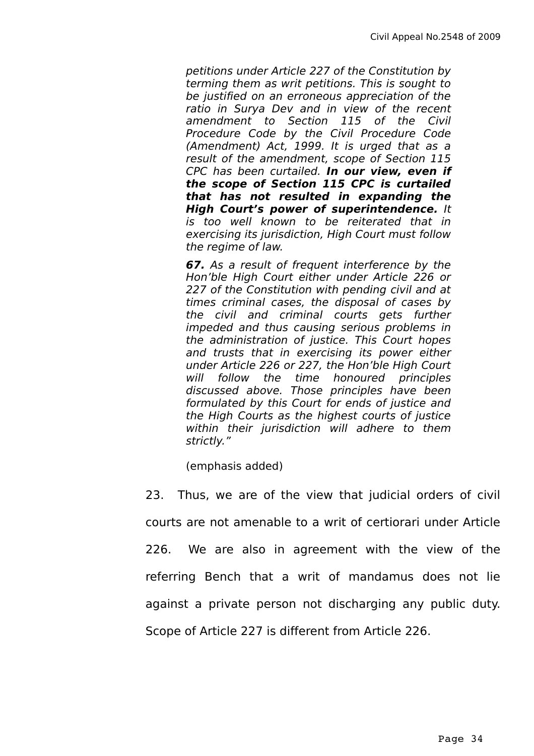> *petitions under Article 227 of the Constitution by terming them as writ petitions. This is sought to be justified on an erroneous appreciation of the ratio in Surya Dev and in view of the recent amendment to Section 115 of the Civil Procedure Code by the Civil Procedure Code (Amendment) Act, 1999. It is urged that as a result of the amendment, scope of Section 115 CPC has been curtailed.* ***In our view, even if the scope of Section 115 CPC is curtailed that has not resulted in expanding the High Court's power of superintendence.*** *It is too well known to be reiterated that in exercising its jurisdiction, High Court must follow the regime of law.*
>
> ***67.*** *As a result of frequent interference by the Hon'ble High Court either under Article 226 or 227 of the Constitution with pending civil and at times criminal cases, the disposal of cases by the civil and criminal courts gets further impeded and thus causing serious problems in the administration of justice. This Court hopes and trusts that in exercising its power either under Article 226 or 227, the Hon'ble High Court will follow the time honoured principles discussed above. Those principles have been formulated by this Court for ends of justice and the High Courts as the highest courts of justice within their jurisdiction will adhere to them strictly."*
>
> (emphasis added)

23. Thus, we are of the view that judicial orders of civil courts are not amenable to a writ of certiorari under Article 226. We are also in agreement with the view of the referring Bench that a writ of mandamus does not lie against a private person not discharging any public duty. Scope of Article 227 is different from Article 226.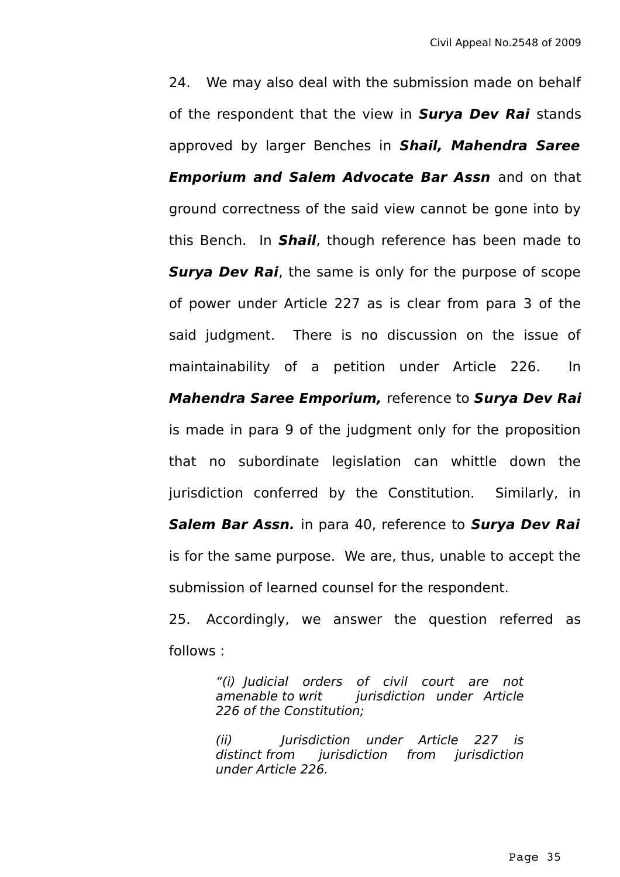24. We may also deal with the submission made on behalf of the respondent that the view in ***Surya Dev Rai*** stands approved by larger Benches in ***Shail, Mahendra Saree Emporium and Salem Advocate Bar Assn*** and on that ground correctness of the said view cannot be gone into by this Bench. In ***Shail***, though reference has been made to ***Surya Dev Rai***, the same is only for the purpose of scope of power under Article 227 as is clear from para 3 of the said judgment. There is no discussion on the issue of maintainability of a petition under Article 226. In ***Mahendra Saree Emporium,*** reference to ***Surya Dev Rai*** is made in para 9 of the judgment only for the proposition that no subordinate legislation can whittle down the jurisdiction conferred by the Constitution. Similarly, in ***Salem Bar Assn.*** in para 40, reference to ***Surya Dev Rai*** is for the same purpose. We are, thus, unable to accept the submission of learned counsel for the respondent.

25. Accordingly, we answer the question referred as follows :

> *"(i) Judicial orders of civil court are not amenable to writ jurisdiction under Article 226 of the Constitution;*
>
> *(ii) Jurisdiction under Article 227 is distinct from jurisdiction from jurisdiction under Article 226.*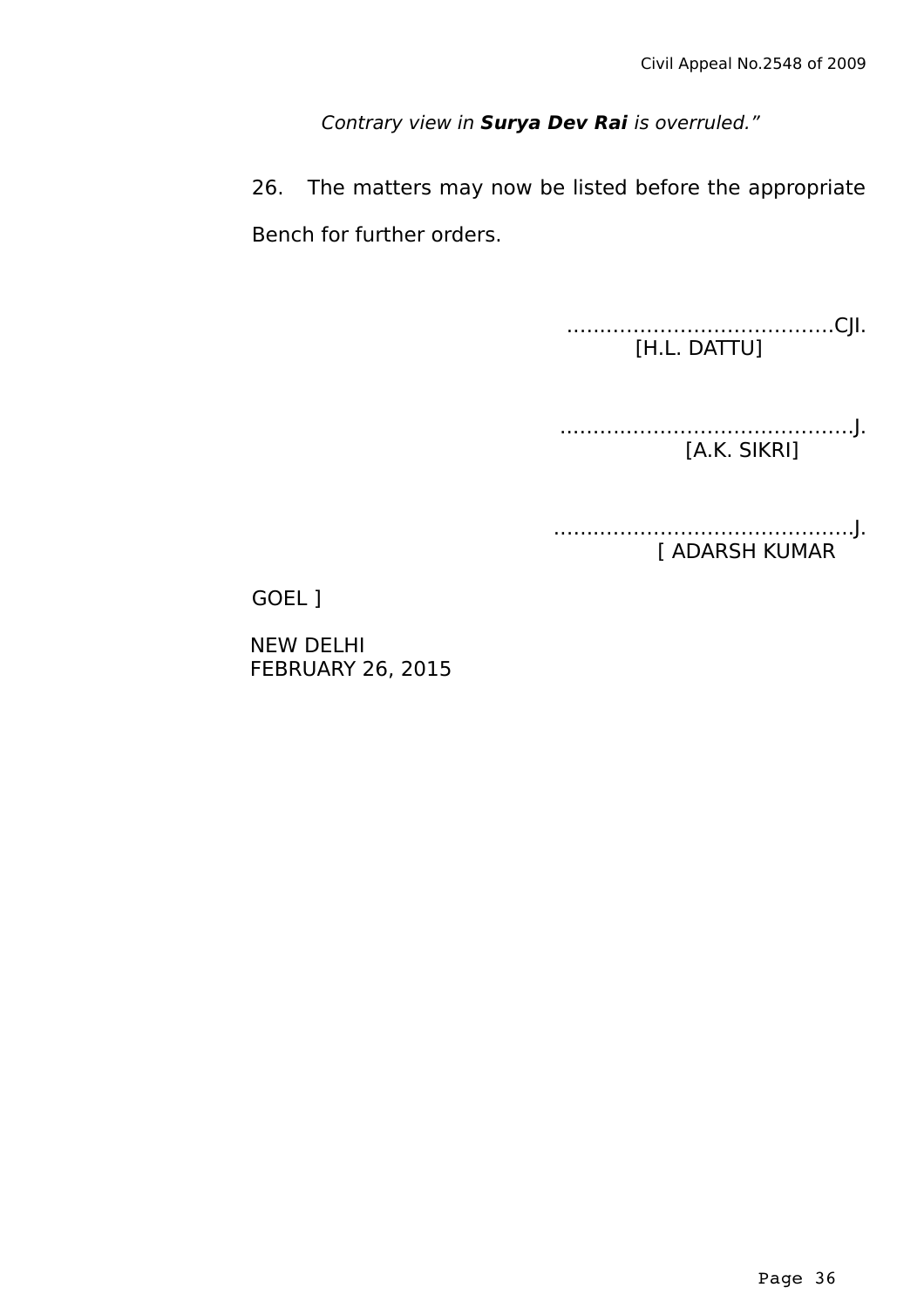*Contrary view in **Surya Dev Rai** is overruled.”*

26. The matters may now be listed before the appropriate Bench for further orders.

.......................................CJI.
[H.L. DATTU]

............................................J.
[A.K. SIKRI]

.............................................J.
[ ADARSH KUMAR GOEL ]

NEW DELHI
FEBRUARY 26, 2015